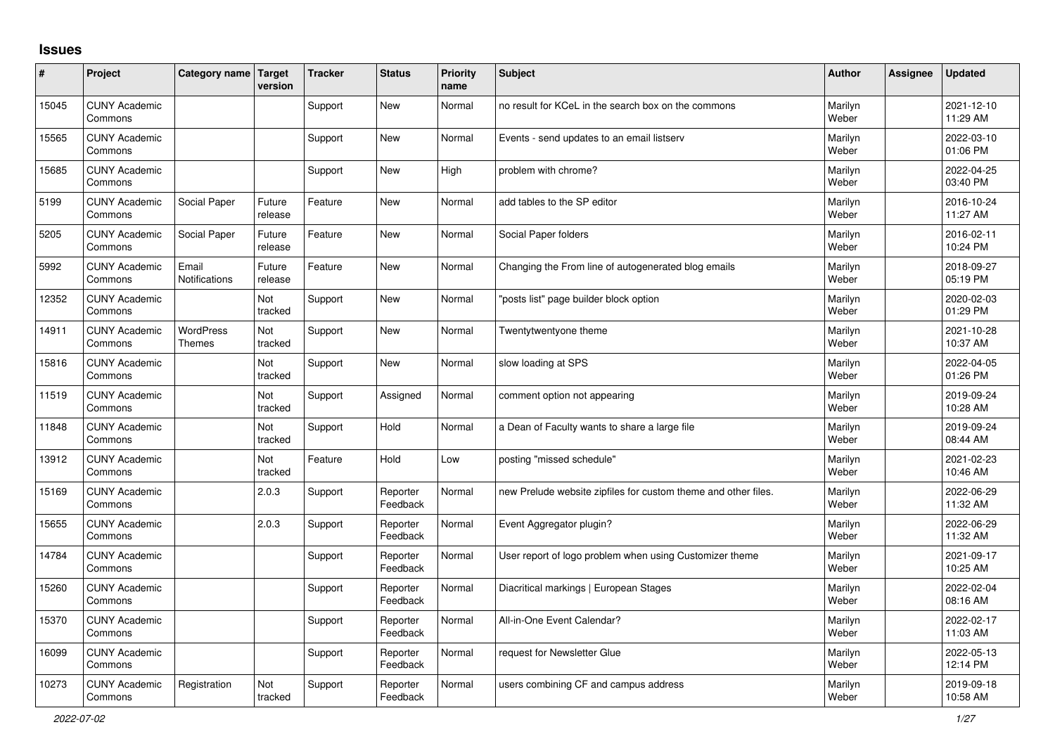## Issues

| # | Project | Category name | Target version | Tracker | Status | Priority name | Subject | Author | Assignee | Updated |
|---|---|---|---|---|---|---|---|---|---|---|
| 15045 | CUNY Academic Commons | | | Support | New | Normal | no result for KCeL in the search box on the commons | Marilyn Weber | | 2021-12-10 11:29 AM |
| 15565 | CUNY Academic Commons | | | Support | New | Normal | Events - send updates to an email listserv | Marilyn Weber | | 2022-03-10 01:06 PM |
| 15685 | CUNY Academic Commons | | | Support | New | High | problem with chrome? | Marilyn Weber | | 2022-04-25 03:40 PM |
| 5199 | CUNY Academic Commons | Social Paper | Future release | Feature | New | Normal | add tables to the SP editor | Marilyn Weber | | 2016-10-24 11:27 AM |
| 5205 | CUNY Academic Commons | Social Paper | Future release | Feature | New | Normal | Social Paper folders | Marilyn Weber | | 2016-02-11 10:24 PM |
| 5992 | CUNY Academic Commons | Email Notifications | Future release | Feature | New | Normal | Changing the From line of autogenerated blog emails | Marilyn Weber | | 2018-09-27 05:19 PM |
| 12352 | CUNY Academic Commons | | Not tracked | Support | New | Normal | "posts list" page builder block option | Marilyn Weber | | 2020-02-03 01:29 PM |
| 14911 | CUNY Academic Commons | WordPress Themes | Not tracked | Support | New | Normal | Twentytwentyone theme | Marilyn Weber | | 2021-10-28 10:37 AM |
| 15816 | CUNY Academic Commons | | Not tracked | Support | New | Normal | slow loading at SPS | Marilyn Weber | | 2022-04-05 01:26 PM |
| 11519 | CUNY Academic Commons | | Not tracked | Support | Assigned | Normal | comment option not appearing | Marilyn Weber | | 2019-09-24 10:28 AM |
| 11848 | CUNY Academic Commons | | Not tracked | Support | Hold | Normal | a Dean of Faculty wants to share a large file | Marilyn Weber | | 2019-09-24 08:44 AM |
| 13912 | CUNY Academic Commons | | Not tracked | Feature | Hold | Low | posting "missed schedule" | Marilyn Weber | | 2021-02-23 10:46 AM |
| 15169 | CUNY Academic Commons | | 2.0.3 | Support | Reporter Feedback | Normal | new Prelude website zipfiles for custom theme and other files. | Marilyn Weber | | 2022-06-29 11:32 AM |
| 15655 | CUNY Academic Commons | | 2.0.3 | Support | Reporter Feedback | Normal | Event Aggregator plugin? | Marilyn Weber | | 2022-06-29 11:32 AM |
| 14784 | CUNY Academic Commons | | | Support | Reporter Feedback | Normal | User report of logo problem when using Customizer theme | Marilyn Weber | | 2021-09-17 10:25 AM |
| 15260 | CUNY Academic Commons | | | Support | Reporter Feedback | Normal | Diacritical markings \| European Stages | Marilyn Weber | | 2022-02-04 08:16 AM |
| 15370 | CUNY Academic Commons | | | Support | Reporter Feedback | Normal | All-in-One Event Calendar? | Marilyn Weber | | 2022-02-17 11:03 AM |
| 16099 | CUNY Academic Commons | | | Support | Reporter Feedback | Normal | request for Newsletter Glue | Marilyn Weber | | 2022-05-13 12:14 PM |
| 10273 | CUNY Academic Commons | Registration | Not tracked | Support | Reporter Feedback | Normal | users combining CF and campus address | Marilyn Weber | | 2019-09-18 10:58 AM |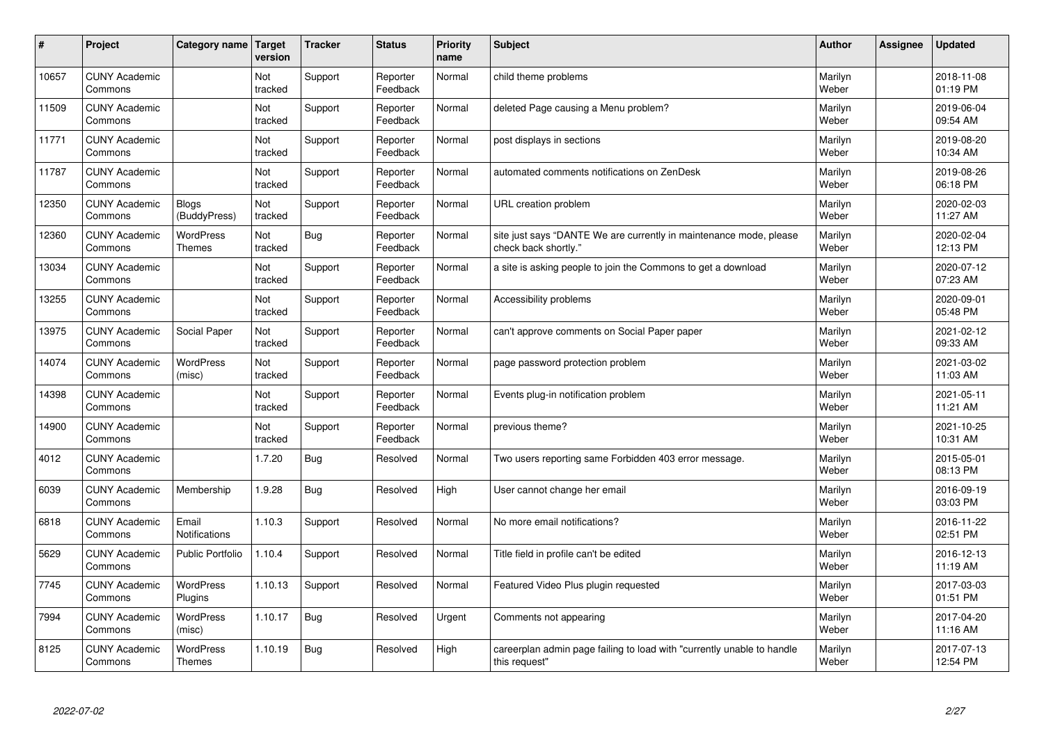| # | Project | Category name | Target version | Tracker | Status | Priority name | Subject | Author | Assignee | Updated |
|---|---|---|---|---|---|---|---|---|---|---|
| 10657 | CUNY Academic Commons | | Not tracked | Support | Reporter Feedback | Normal | child theme problems | Marilyn Weber | | 2018-11-08 01:19 PM |
| 11509 | CUNY Academic Commons | | Not tracked | Support | Reporter Feedback | Normal | deleted Page causing a Menu problem? | Marilyn Weber | | 2019-06-04 09:54 AM |
| 11771 | CUNY Academic Commons | | Not tracked | Support | Reporter Feedback | Normal | post displays in sections | Marilyn Weber | | 2019-08-20 10:34 AM |
| 11787 | CUNY Academic Commons | | Not tracked | Support | Reporter Feedback | Normal | automated comments notifications on ZenDesk | Marilyn Weber | | 2019-08-26 06:18 PM |
| 12350 | CUNY Academic Commons | Blogs (BuddyPress) | Not tracked | Support | Reporter Feedback | Normal | URL creation problem | Marilyn Weber | | 2020-02-03 11:27 AM |
| 12360 | CUNY Academic Commons | WordPress Themes | Not tracked | Bug | Reporter Feedback | Normal | site just says "DANTE We are currently in maintenance mode, please check back shortly." | Marilyn Weber | | 2020-02-04 12:13 PM |
| 13034 | CUNY Academic Commons | | Not tracked | Support | Reporter Feedback | Normal | a site is asking people to join the Commons to get a download | Marilyn Weber | | 2020-07-12 07:23 AM |
| 13255 | CUNY Academic Commons | | Not tracked | Support | Reporter Feedback | Normal | Accessibility problems | Marilyn Weber | | 2020-09-01 05:48 PM |
| 13975 | CUNY Academic Commons | Social Paper | Not tracked | Support | Reporter Feedback | Normal | can't approve comments on Social Paper paper | Marilyn Weber | | 2021-02-12 09:33 AM |
| 14074 | CUNY Academic Commons | WordPress (misc) | Not tracked | Support | Reporter Feedback | Normal | page password protection problem | Marilyn Weber | | 2021-03-02 11:03 AM |
| 14398 | CUNY Academic Commons | | Not tracked | Support | Reporter Feedback | Normal | Events plug-in notification problem | Marilyn Weber | | 2021-05-11 11:21 AM |
| 14900 | CUNY Academic Commons | | Not tracked | Support | Reporter Feedback | Normal | previous theme? | Marilyn Weber | | 2021-10-25 10:31 AM |
| 4012 | CUNY Academic Commons | | 1.7.20 | Bug | Resolved | Normal | Two users reporting same Forbidden 403 error message. | Marilyn Weber | | 2015-05-01 08:13 PM |
| 6039 | CUNY Academic Commons | Membership | 1.9.28 | Bug | Resolved | High | User cannot change her email | Marilyn Weber | | 2016-09-19 03:03 PM |
| 6818 | CUNY Academic Commons | Email Notifications | 1.10.3 | Support | Resolved | Normal | No more email notifications? | Marilyn Weber | | 2016-11-22 02:51 PM |
| 5629 | CUNY Academic Commons | Public Portfolio | 1.10.4 | Support | Resolved | Normal | Title field in profile can't be edited | Marilyn Weber | | 2016-12-13 11:19 AM |
| 7745 | CUNY Academic Commons | WordPress Plugins | 1.10.13 | Support | Resolved | Normal | Featured Video Plus plugin requested | Marilyn Weber | | 2017-03-03 01:51 PM |
| 7994 | CUNY Academic Commons | WordPress (misc) | 1.10.17 | Bug | Resolved | Urgent | Comments not appearing | Marilyn Weber | | 2017-04-20 11:16 AM |
| 8125 | CUNY Academic Commons | WordPress Themes | 1.10.19 | Bug | Resolved | High | careerplan admin page failing to load with "currently unable to handle this request" | Marilyn Weber | | 2017-07-13 12:54 PM |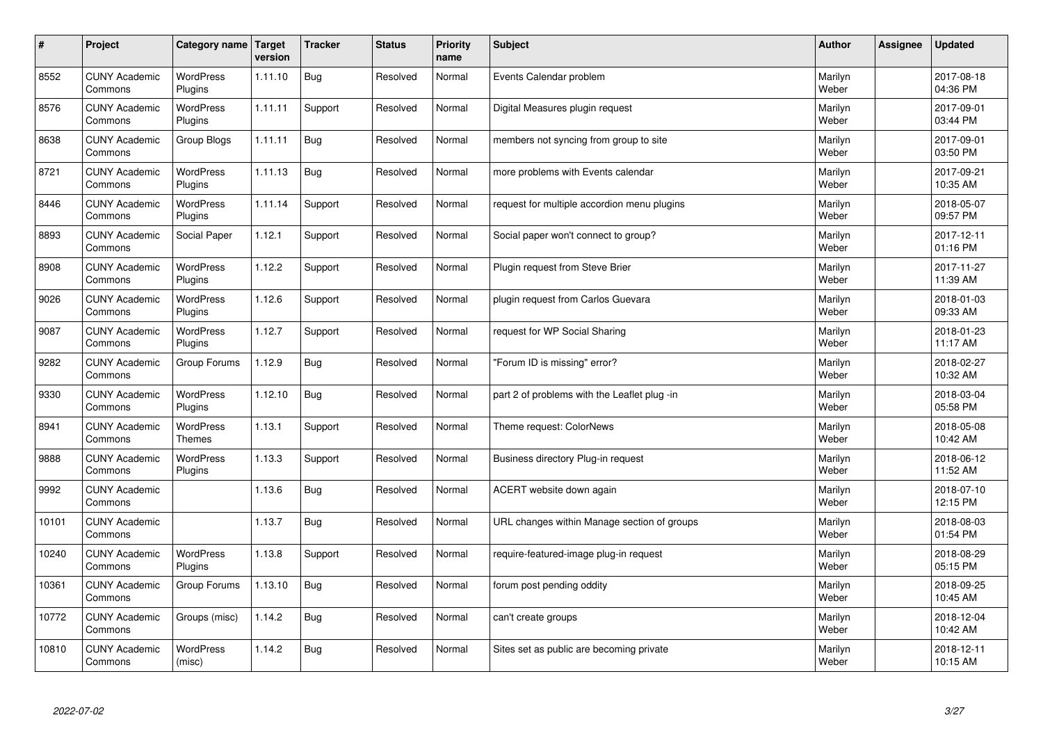| # | Project | Category name | Target version | Tracker | Status | Priority name | Subject | Author | Assignee | Updated |
|---|---|---|---|---|---|---|---|---|---|---|
| 8552 | CUNY Academic Commons | WordPress Plugins | 1.11.10 | Bug | Resolved | Normal | Events Calendar problem | Marilyn Weber | | 2017-08-18 04:36 PM |
| 8576 | CUNY Academic Commons | WordPress Plugins | 1.11.11 | Support | Resolved | Normal | Digital Measures plugin request | Marilyn Weber | | 2017-09-01 03:44 PM |
| 8638 | CUNY Academic Commons | Group Blogs | 1.11.11 | Bug | Resolved | Normal | members not syncing from group to site | Marilyn Weber | | 2017-09-01 03:50 PM |
| 8721 | CUNY Academic Commons | WordPress Plugins | 1.11.13 | Bug | Resolved | Normal | more problems with Events calendar | Marilyn Weber | | 2017-09-21 10:35 AM |
| 8446 | CUNY Academic Commons | WordPress Plugins | 1.11.14 | Support | Resolved | Normal | request for multiple accordion menu plugins | Marilyn Weber | | 2018-05-07 09:57 PM |
| 8893 | CUNY Academic Commons | Social Paper | 1.12.1 | Support | Resolved | Normal | Social paper won't connect to group? | Marilyn Weber | | 2017-12-11 01:16 PM |
| 8908 | CUNY Academic Commons | WordPress Plugins | 1.12.2 | Support | Resolved | Normal | Plugin request from Steve Brier | Marilyn Weber | | 2017-11-27 11:39 AM |
| 9026 | CUNY Academic Commons | WordPress Plugins | 1.12.6 | Support | Resolved | Normal | plugin request from Carlos Guevara | Marilyn Weber | | 2018-01-03 09:33 AM |
| 9087 | CUNY Academic Commons | WordPress Plugins | 1.12.7 | Support | Resolved | Normal | request for WP Social Sharing | Marilyn Weber | | 2018-01-23 11:17 AM |
| 9282 | CUNY Academic Commons | Group Forums | 1.12.9 | Bug | Resolved | Normal | "Forum ID is missing" error? | Marilyn Weber | | 2018-02-27 10:32 AM |
| 9330 | CUNY Academic Commons | WordPress Plugins | 1.12.10 | Bug | Resolved | Normal | part 2 of problems with the Leaflet plug -in | Marilyn Weber | | 2018-03-04 05:58 PM |
| 8941 | CUNY Academic Commons | WordPress Themes | 1.13.1 | Support | Resolved | Normal | Theme request: ColorNews | Marilyn Weber | | 2018-05-08 10:42 AM |
| 9888 | CUNY Academic Commons | WordPress Plugins | 1.13.3 | Support | Resolved | Normal | Business directory Plug-in request | Marilyn Weber | | 2018-06-12 11:52 AM |
| 9992 | CUNY Academic Commons | | 1.13.6 | Bug | Resolved | Normal | ACERT website down again | Marilyn Weber | | 2018-07-10 12:15 PM |
| 10101 | CUNY Academic Commons | | 1.13.7 | Bug | Resolved | Normal | URL changes within Manage section of groups | Marilyn Weber | | 2018-08-03 01:54 PM |
| 10240 | CUNY Academic Commons | WordPress Plugins | 1.13.8 | Support | Resolved | Normal | require-featured-image plug-in request | Marilyn Weber | | 2018-08-29 05:15 PM |
| 10361 | CUNY Academic Commons | Group Forums | 1.13.10 | Bug | Resolved | Normal | forum post pending oddity | Marilyn Weber | | 2018-09-25 10:45 AM |
| 10772 | CUNY Academic Commons | Groups (misc) | 1.14.2 | Bug | Resolved | Normal | can't create groups | Marilyn Weber | | 2018-12-04 10:42 AM |
| 10810 | CUNY Academic Commons | WordPress (misc) | 1.14.2 | Bug | Resolved | Normal | Sites set as public are becoming private | Marilyn Weber | | 2018-12-11 10:15 AM |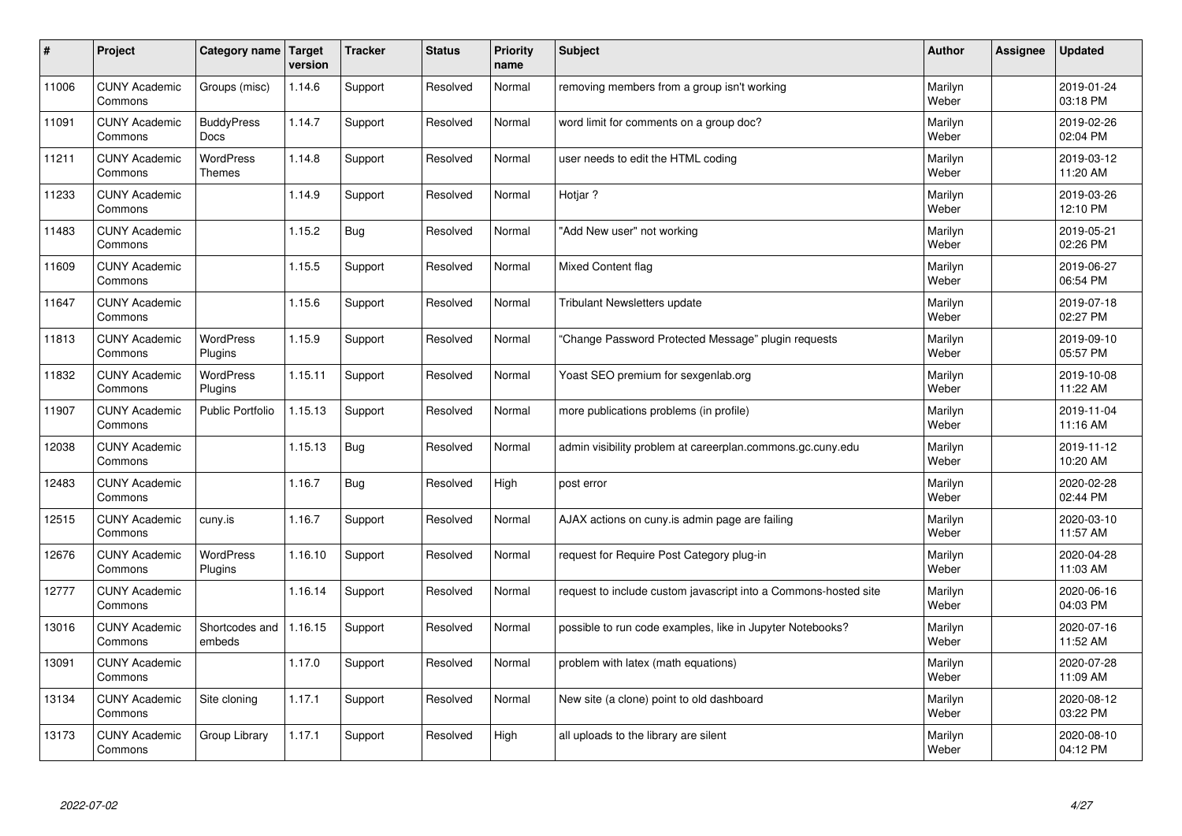| # | Project | Category name | Target version | Tracker | Status | Priority name | Subject | Author | Assignee | Updated |
|---|---|---|---|---|---|---|---|---|---|---|
| 11006 | CUNY Academic Commons | Groups (misc) | 1.14.6 | Support | Resolved | Normal | removing members from a group isn't working | Marilyn Weber | | 2019-01-24 03:18 PM |
| 11091 | CUNY Academic Commons | BuddyPress Docs | 1.14.7 | Support | Resolved | Normal | word limit for comments on a group doc? | Marilyn Weber | | 2019-02-26 02:04 PM |
| 11211 | CUNY Academic Commons | WordPress Themes | 1.14.8 | Support | Resolved | Normal | user needs to edit the HTML coding | Marilyn Weber | | 2019-03-12 11:20 AM |
| 11233 | CUNY Academic Commons | | 1.14.9 | Support | Resolved | Normal | Hotjar ? | Marilyn Weber | | 2019-03-26 12:10 PM |
| 11483 | CUNY Academic Commons | | 1.15.2 | Bug | Resolved | Normal | "Add New user" not working | Marilyn Weber | | 2019-05-21 02:26 PM |
| 11609 | CUNY Academic Commons | | 1.15.5 | Support | Resolved | Normal | Mixed Content flag | Marilyn Weber | | 2019-06-27 06:54 PM |
| 11647 | CUNY Academic Commons | | 1.15.6 | Support | Resolved | Normal | Tribulant Newsletters update | Marilyn Weber | | 2019-07-18 02:27 PM |
| 11813 | CUNY Academic Commons | WordPress Plugins | 1.15.9 | Support | Resolved | Normal | "Change Password Protected Message" plugin requests | Marilyn Weber | | 2019-09-10 05:57 PM |
| 11832 | CUNY Academic Commons | WordPress Plugins | 1.15.11 | Support | Resolved | Normal | Yoast SEO premium for sexgenlab.org | Marilyn Weber | | 2019-10-08 11:22 AM |
| 11907 | CUNY Academic Commons | Public Portfolio | 1.15.13 | Support | Resolved | Normal | more publications problems (in profile) | Marilyn Weber | | 2019-11-04 11:16 AM |
| 12038 | CUNY Academic Commons | | 1.15.13 | Bug | Resolved | Normal | admin visibility problem at careerplan.commons.gc.cuny.edu | Marilyn Weber | | 2019-11-12 10:20 AM |
| 12483 | CUNY Academic Commons | | 1.16.7 | Bug | Resolved | High | post error | Marilyn Weber | | 2020-02-28 02:44 PM |
| 12515 | CUNY Academic Commons | cuny.is | 1.16.7 | Support | Resolved | Normal | AJAX actions on cuny.is admin page are failing | Marilyn Weber | | 2020-03-10 11:57 AM |
| 12676 | CUNY Academic Commons | WordPress Plugins | 1.16.10 | Support | Resolved | Normal | request for Require Post Category plug-in | Marilyn Weber | | 2020-04-28 11:03 AM |
| 12777 | CUNY Academic Commons | | 1.16.14 | Support | Resolved | Normal | request to include custom javascript into a Commons-hosted site | Marilyn Weber | | 2020-06-16 04:03 PM |
| 13016 | CUNY Academic Commons | Shortcodes and embeds | 1.16.15 | Support | Resolved | Normal | possible to run code examples, like in Jupyter Notebooks? | Marilyn Weber | | 2020-07-16 11:52 AM |
| 13091 | CUNY Academic Commons | | 1.17.0 | Support | Resolved | Normal | problem with latex (math equations) | Marilyn Weber | | 2020-07-28 11:09 AM |
| 13134 | CUNY Academic Commons | Site cloning | 1.17.1 | Support | Resolved | Normal | New site (a clone) point to old dashboard | Marilyn Weber | | 2020-08-12 03:22 PM |
| 13173 | CUNY Academic Commons | Group Library | 1.17.1 | Support | Resolved | High | all uploads to the library are silent | Marilyn Weber | | 2020-08-10 04:12 PM |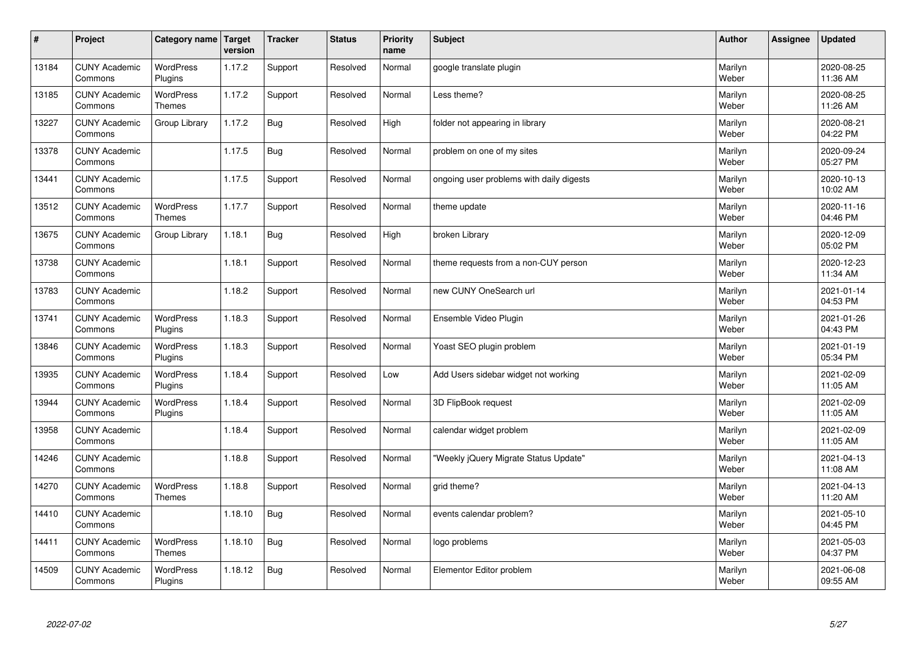| # | Project | Category name | Target version | Tracker | Status | Priority name | Subject | Author | Assignee | Updated |
|---|---|---|---|---|---|---|---|---|---|---|
| 13184 | CUNY Academic Commons | WordPress Plugins | 1.17.2 | Support | Resolved | Normal | google translate plugin | Marilyn Weber | | 2020-08-25 11:36 AM |
| 13185 | CUNY Academic Commons | WordPress Themes | 1.17.2 | Support | Resolved | Normal | Less theme? | Marilyn Weber | | 2020-08-25 11:26 AM |
| 13227 | CUNY Academic Commons | Group Library | 1.17.2 | Bug | Resolved | High | folder not appearing in library | Marilyn Weber | | 2020-08-21 04:22 PM |
| 13378 | CUNY Academic Commons | | 1.17.5 | Bug | Resolved | Normal | problem on one of my sites | Marilyn Weber | | 2020-09-24 05:27 PM |
| 13441 | CUNY Academic Commons | | 1.17.5 | Support | Resolved | Normal | ongoing user problems with daily digests | Marilyn Weber | | 2020-10-13 10:02 AM |
| 13512 | CUNY Academic Commons | WordPress Themes | 1.17.7 | Support | Resolved | Normal | theme update | Marilyn Weber | | 2020-11-16 04:46 PM |
| 13675 | CUNY Academic Commons | Group Library | 1.18.1 | Bug | Resolved | High | broken Library | Marilyn Weber | | 2020-12-09 05:02 PM |
| 13738 | CUNY Academic Commons | | 1.18.1 | Support | Resolved | Normal | theme requests from a non-CUY person | Marilyn Weber | | 2020-12-23 11:34 AM |
| 13783 | CUNY Academic Commons | | 1.18.2 | Support | Resolved | Normal | new CUNY OneSearch url | Marilyn Weber | | 2021-01-14 04:53 PM |
| 13741 | CUNY Academic Commons | WordPress Plugins | 1.18.3 | Support | Resolved | Normal | Ensemble Video Plugin | Marilyn Weber | | 2021-01-26 04:43 PM |
| 13846 | CUNY Academic Commons | WordPress Plugins | 1.18.3 | Support | Resolved | Normal | Yoast SEO plugin problem | Marilyn Weber | | 2021-01-19 05:34 PM |
| 13935 | CUNY Academic Commons | WordPress Plugins | 1.18.4 | Support | Resolved | Low | Add Users sidebar widget not working | Marilyn Weber | | 2021-02-09 11:05 AM |
| 13944 | CUNY Academic Commons | WordPress Plugins | 1.18.4 | Support | Resolved | Normal | 3D FlipBook request | Marilyn Weber | | 2021-02-09 11:05 AM |
| 13958 | CUNY Academic Commons | | 1.18.4 | Support | Resolved | Normal | calendar widget problem | Marilyn Weber | | 2021-02-09 11:05 AM |
| 14246 | CUNY Academic Commons | | 1.18.8 | Support | Resolved | Normal | "Weekly jQuery Migrate Status Update" | Marilyn Weber | | 2021-04-13 11:08 AM |
| 14270 | CUNY Academic Commons | WordPress Themes | 1.18.8 | Support | Resolved | Normal | grid theme? | Marilyn Weber | | 2021-04-13 11:20 AM |
| 14410 | CUNY Academic Commons | | 1.18.10 | Bug | Resolved | Normal | events calendar problem? | Marilyn Weber | | 2021-05-10 04:45 PM |
| 14411 | CUNY Academic Commons | WordPress Themes | 1.18.10 | Bug | Resolved | Normal | logo problems | Marilyn Weber | | 2021-05-03 04:37 PM |
| 14509 | CUNY Academic Commons | WordPress Plugins | 1.18.12 | Bug | Resolved | Normal | Elementor Editor problem | Marilyn Weber | | 2021-06-08 09:55 AM |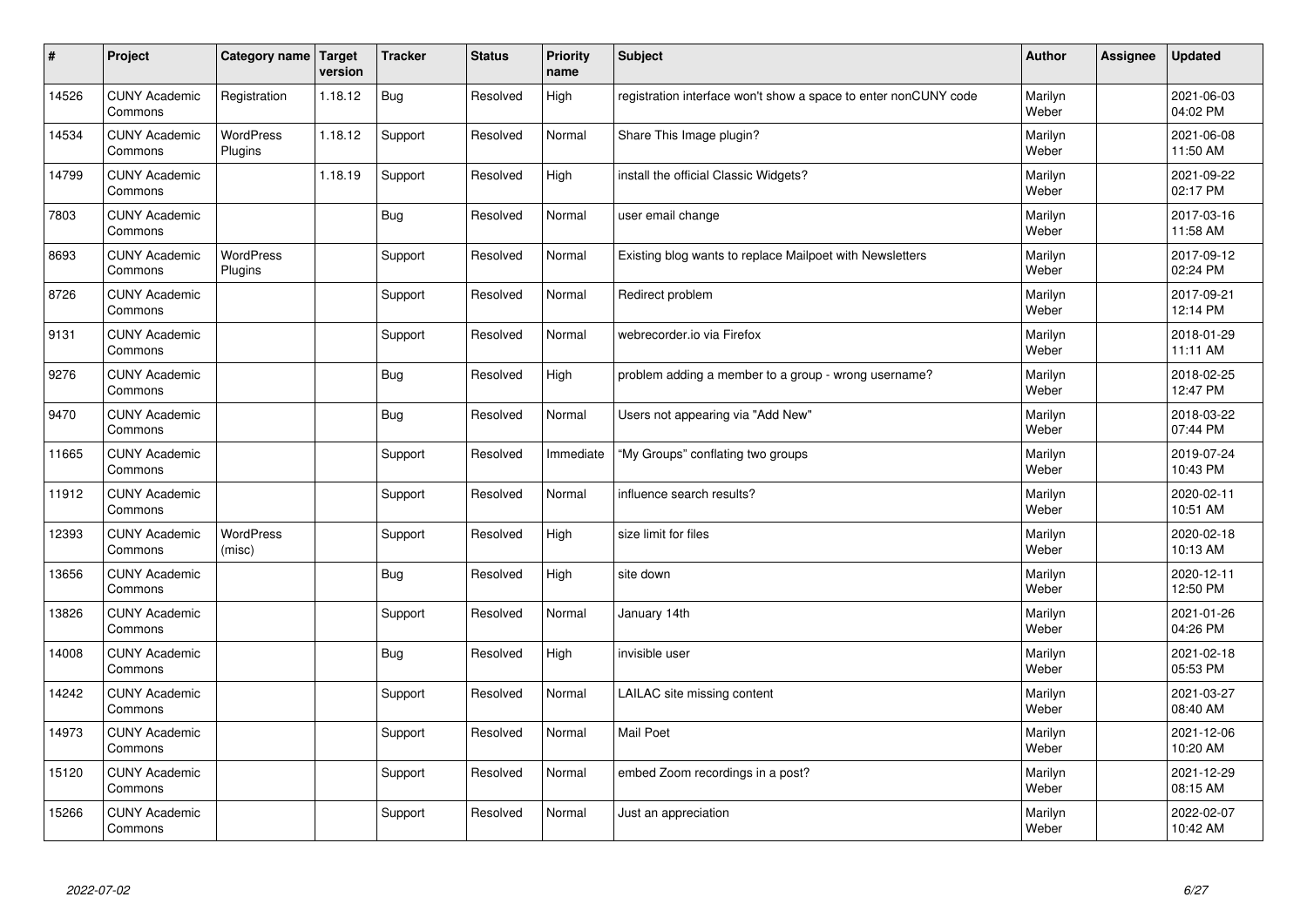| # | Project | Category name | Target version | Tracker | Status | Priority name | Subject | Author | Assignee | Updated |
|---|---|---|---|---|---|---|---|---|---|---|
| 14526 | CUNY Academic Commons | Registration | 1.18.12 | Bug | Resolved | High | registration interface won't show a space to enter nonCUNY code | Marilyn Weber | | 2021-06-03 04:02 PM |
| 14534 | CUNY Academic Commons | WordPress Plugins | 1.18.12 | Support | Resolved | Normal | Share This Image plugin? | Marilyn Weber | | 2021-06-08 11:50 AM |
| 14799 | CUNY Academic Commons | | 1.18.19 | Support | Resolved | High | install the official Classic Widgets? | Marilyn Weber | | 2021-09-22 02:17 PM |
| 7803 | CUNY Academic Commons | | | Bug | Resolved | Normal | user email change | Marilyn Weber | | 2017-03-16 11:58 AM |
| 8693 | CUNY Academic Commons | WordPress Plugins | | Support | Resolved | Normal | Existing blog wants to replace Mailpoet with Newsletters | Marilyn Weber | | 2017-09-12 02:24 PM |
| 8726 | CUNY Academic Commons | | | Support | Resolved | Normal | Redirect problem | Marilyn Weber | | 2017-09-21 12:14 PM |
| 9131 | CUNY Academic Commons | | | Support | Resolved | Normal | webrecorder.io via Firefox | Marilyn Weber | | 2018-01-29 11:11 AM |
| 9276 | CUNY Academic Commons | | | Bug | Resolved | High | problem adding a member to a group - wrong username? | Marilyn Weber | | 2018-02-25 12:47 PM |
| 9470 | CUNY Academic Commons | | | Bug | Resolved | Normal | Users not appearing via "Add New" | Marilyn Weber | | 2018-03-22 07:44 PM |
| 11665 | CUNY Academic Commons | | | Support | Resolved | Immediate | "My Groups" conflating two groups | Marilyn Weber | | 2019-07-24 10:43 PM |
| 11912 | CUNY Academic Commons | | | Support | Resolved | Normal | influence search results? | Marilyn Weber | | 2020-02-11 10:51 AM |
| 12393 | CUNY Academic Commons | WordPress (misc) | | Support | Resolved | High | size limit for files | Marilyn Weber | | 2020-02-18 10:13 AM |
| 13656 | CUNY Academic Commons | | | Bug | Resolved | High | site down | Marilyn Weber | | 2020-12-11 12:50 PM |
| 13826 | CUNY Academic Commons | | | Support | Resolved | Normal | January 14th | Marilyn Weber | | 2021-01-26 04:26 PM |
| 14008 | CUNY Academic Commons | | | Bug | Resolved | High | invisible user | Marilyn Weber | | 2021-02-18 05:53 PM |
| 14242 | CUNY Academic Commons | | | Support | Resolved | Normal | LAILAC site missing content | Marilyn Weber | | 2021-03-27 08:40 AM |
| 14973 | CUNY Academic Commons | | | Support | Resolved | Normal | Mail Poet | Marilyn Weber | | 2021-12-06 10:20 AM |
| 15120 | CUNY Academic Commons | | | Support | Resolved | Normal | embed Zoom recordings in a post? | Marilyn Weber | | 2021-12-29 08:15 AM |
| 15266 | CUNY Academic Commons | | | Support | Resolved | Normal | Just an appreciation | Marilyn Weber | | 2022-02-07 10:42 AM |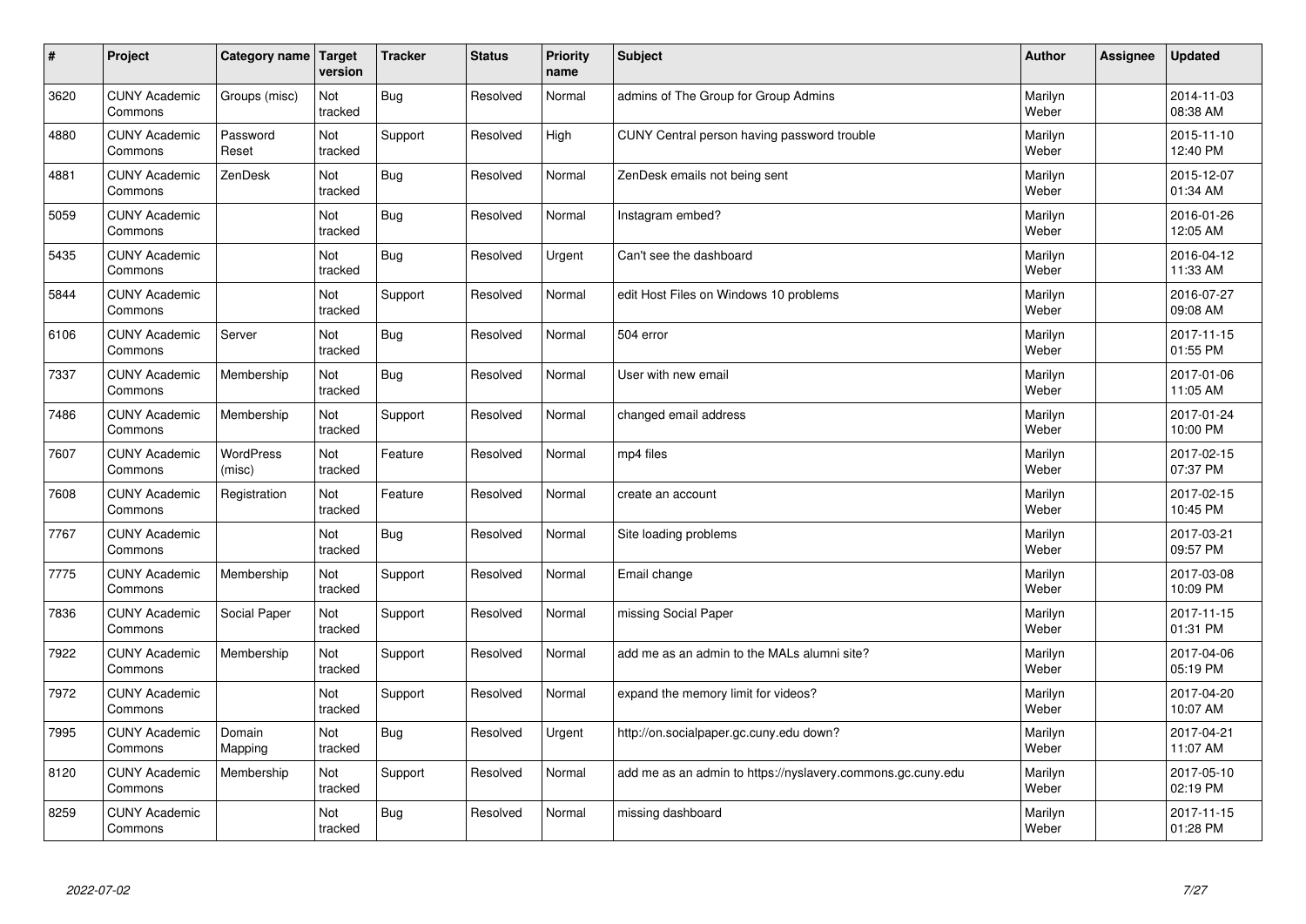| # | Project | Category name | Target version | Tracker | Status | Priority name | Subject | Author | Assignee | Updated |
|---|---|---|---|---|---|---|---|---|---|---|
| 3620 | CUNY Academic Commons | Groups (misc) | Not tracked | Bug | Resolved | Normal | admins of The Group for Group Admins | Marilyn Weber | | 2014-11-03 08:38 AM |
| 4880 | CUNY Academic Commons | Password Reset | Not tracked | Support | Resolved | High | CUNY Central person having password trouble | Marilyn Weber | | 2015-11-10 12:40 PM |
| 4881 | CUNY Academic Commons | ZenDesk | Not tracked | Bug | Resolved | Normal | ZenDesk emails not being sent | Marilyn Weber | | 2015-12-07 01:34 AM |
| 5059 | CUNY Academic Commons | | Not tracked | Bug | Resolved | Normal | Instagram embed? | Marilyn Weber | | 2016-01-26 12:05 AM |
| 5435 | CUNY Academic Commons | | Not tracked | Bug | Resolved | Urgent | Can't see the dashboard | Marilyn Weber | | 2016-04-12 11:33 AM |
| 5844 | CUNY Academic Commons | | Not tracked | Support | Resolved | Normal | edit Host Files on Windows 10 problems | Marilyn Weber | | 2016-07-27 09:08 AM |
| 6106 | CUNY Academic Commons | Server | Not tracked | Bug | Resolved | Normal | 504 error | Marilyn Weber | | 2017-11-15 01:55 PM |
| 7337 | CUNY Academic Commons | Membership | Not tracked | Bug | Resolved | Normal | User with new email | Marilyn Weber | | 2017-01-06 11:05 AM |
| 7486 | CUNY Academic Commons | Membership | Not tracked | Support | Resolved | Normal | changed email address | Marilyn Weber | | 2017-01-24 10:00 PM |
| 7607 | CUNY Academic Commons | WordPress (misc) | Not tracked | Feature | Resolved | Normal | mp4 files | Marilyn Weber | | 2017-02-15 07:37 PM |
| 7608 | CUNY Academic Commons | Registration | Not tracked | Feature | Resolved | Normal | create an account | Marilyn Weber | | 2017-02-15 10:45 PM |
| 7767 | CUNY Academic Commons | | Not tracked | Bug | Resolved | Normal | Site loading problems | Marilyn Weber | | 2017-03-21 09:57 PM |
| 7775 | CUNY Academic Commons | Membership | Not tracked | Support | Resolved | Normal | Email change | Marilyn Weber | | 2017-03-08 10:09 PM |
| 7836 | CUNY Academic Commons | Social Paper | Not tracked | Support | Resolved | Normal | missing Social Paper | Marilyn Weber | | 2017-11-15 01:31 PM |
| 7922 | CUNY Academic Commons | Membership | Not tracked | Support | Resolved | Normal | add me as an admin to the MALs alumni site? | Marilyn Weber | | 2017-04-06 05:19 PM |
| 7972 | CUNY Academic Commons | | Not tracked | Support | Resolved | Normal | expand the memory limit for videos? | Marilyn Weber | | 2017-04-20 10:07 AM |
| 7995 | CUNY Academic Commons | Domain Mapping | Not tracked | Bug | Resolved | Urgent | http://on.socialpaper.gc.cuny.edu down? | Marilyn Weber | | 2017-04-21 11:07 AM |
| 8120 | CUNY Academic Commons | Membership | Not tracked | Support | Resolved | Normal | add me as an admin to https://nyslavery.commons.gc.cuny.edu | Marilyn Weber | | 2017-05-10 02:19 PM |
| 8259 | CUNY Academic Commons | | Not tracked | Bug | Resolved | Normal | missing dashboard | Marilyn Weber | | 2017-11-15 01:28 PM |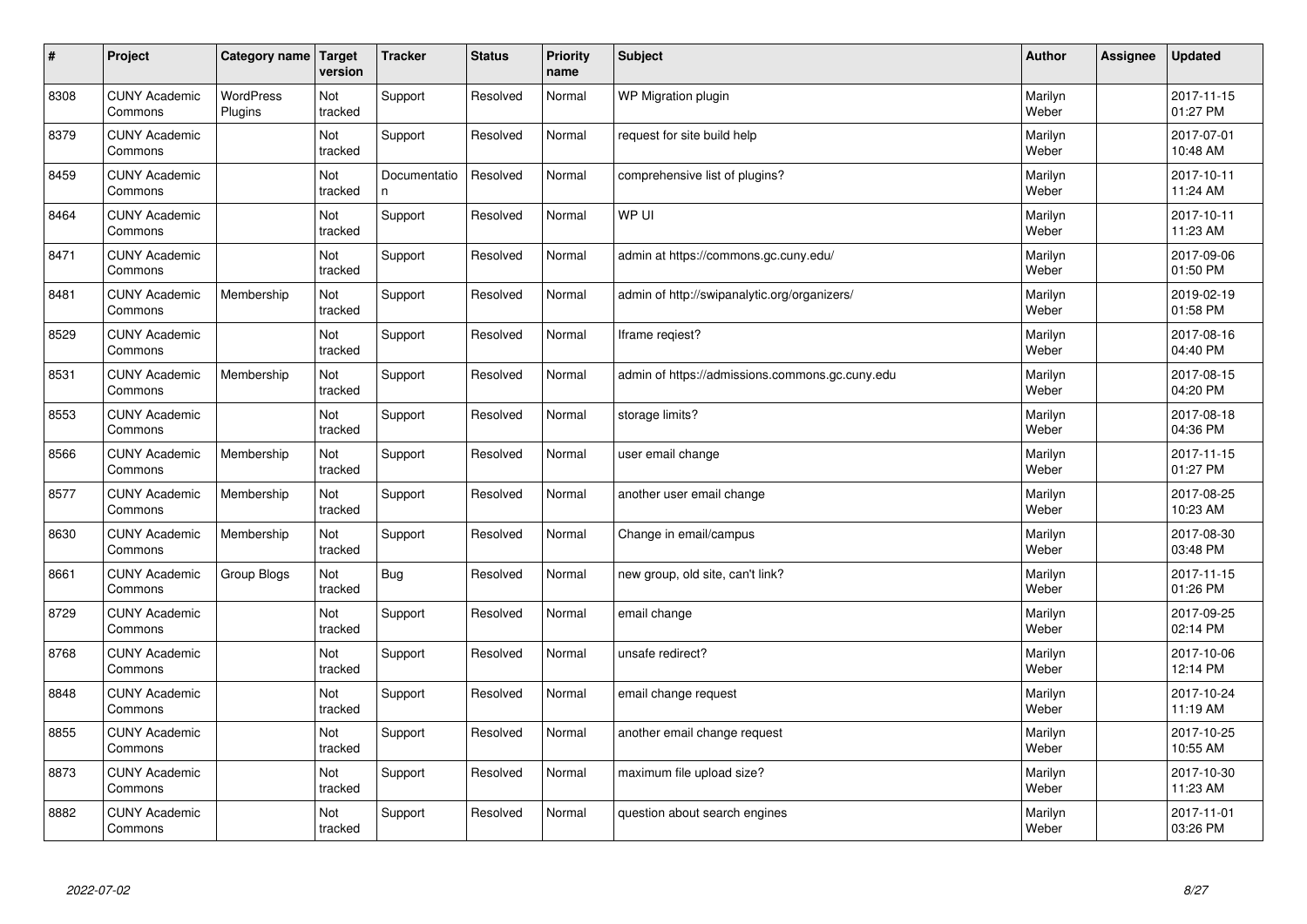| # | Project | Category name | Target version | Tracker | Status | Priority name | Subject | Author | Assignee | Updated |
|---|---|---|---|---|---|---|---|---|---|---|
| 8308 | CUNY Academic Commons | WordPress Plugins | Not tracked | Support | Resolved | Normal | WP Migration plugin | Marilyn Weber | | 2017-11-15 01:27 PM |
| 8379 | CUNY Academic Commons | | Not tracked | Support | Resolved | Normal | request for site build help | Marilyn Weber | | 2017-07-01 10:48 AM |
| 8459 | CUNY Academic Commons | | Not tracked | Documentation | Resolved | Normal | comprehensive list of plugins? | Marilyn Weber | | 2017-10-11 11:24 AM |
| 8464 | CUNY Academic Commons | | Not tracked | Support | Resolved | Normal | WP UI | Marilyn Weber | | 2017-10-11 11:23 AM |
| 8471 | CUNY Academic Commons | | Not tracked | Support | Resolved | Normal | admin at https://commons.gc.cuny.edu/ | Marilyn Weber | | 2017-09-06 01:50 PM |
| 8481 | CUNY Academic Commons | Membership | Not tracked | Support | Resolved | Normal | admin of http://swipanalytic.org/organizers/ | Marilyn Weber | | 2019-02-19 01:58 PM |
| 8529 | CUNY Academic Commons | | Not tracked | Support | Resolved | Normal | Iframe reqiest? | Marilyn Weber | | 2017-08-16 04:40 PM |
| 8531 | CUNY Academic Commons | Membership | Not tracked | Support | Resolved | Normal | admin of https://admissions.commons.gc.cuny.edu | Marilyn Weber | | 2017-08-15 04:20 PM |
| 8553 | CUNY Academic Commons | | Not tracked | Support | Resolved | Normal | storage limits? | Marilyn Weber | | 2017-08-18 04:36 PM |
| 8566 | CUNY Academic Commons | Membership | Not tracked | Support | Resolved | Normal | user email change | Marilyn Weber | | 2017-11-15 01:27 PM |
| 8577 | CUNY Academic Commons | Membership | Not tracked | Support | Resolved | Normal | another user email change | Marilyn Weber | | 2017-08-25 10:23 AM |
| 8630 | CUNY Academic Commons | Membership | Not tracked | Support | Resolved | Normal | Change in email/campus | Marilyn Weber | | 2017-08-30 03:48 PM |
| 8661 | CUNY Academic Commons | Group Blogs | Not tracked | Bug | Resolved | Normal | new group, old site, can't link? | Marilyn Weber | | 2017-11-15 01:26 PM |
| 8729 | CUNY Academic Commons | | Not tracked | Support | Resolved | Normal | email change | Marilyn Weber | | 2017-09-25 02:14 PM |
| 8768 | CUNY Academic Commons | | Not tracked | Support | Resolved | Normal | unsafe redirect? | Marilyn Weber | | 2017-10-06 12:14 PM |
| 8848 | CUNY Academic Commons | | Not tracked | Support | Resolved | Normal | email change request | Marilyn Weber | | 2017-10-24 11:19 AM |
| 8855 | CUNY Academic Commons | | Not tracked | Support | Resolved | Normal | another email change request | Marilyn Weber | | 2017-10-25 10:55 AM |
| 8873 | CUNY Academic Commons | | Not tracked | Support | Resolved | Normal | maximum file upload size? | Marilyn Weber | | 2017-10-30 11:23 AM |
| 8882 | CUNY Academic Commons | | Not tracked | Support | Resolved | Normal | question about search engines | Marilyn Weber | | 2017-11-01 03:26 PM |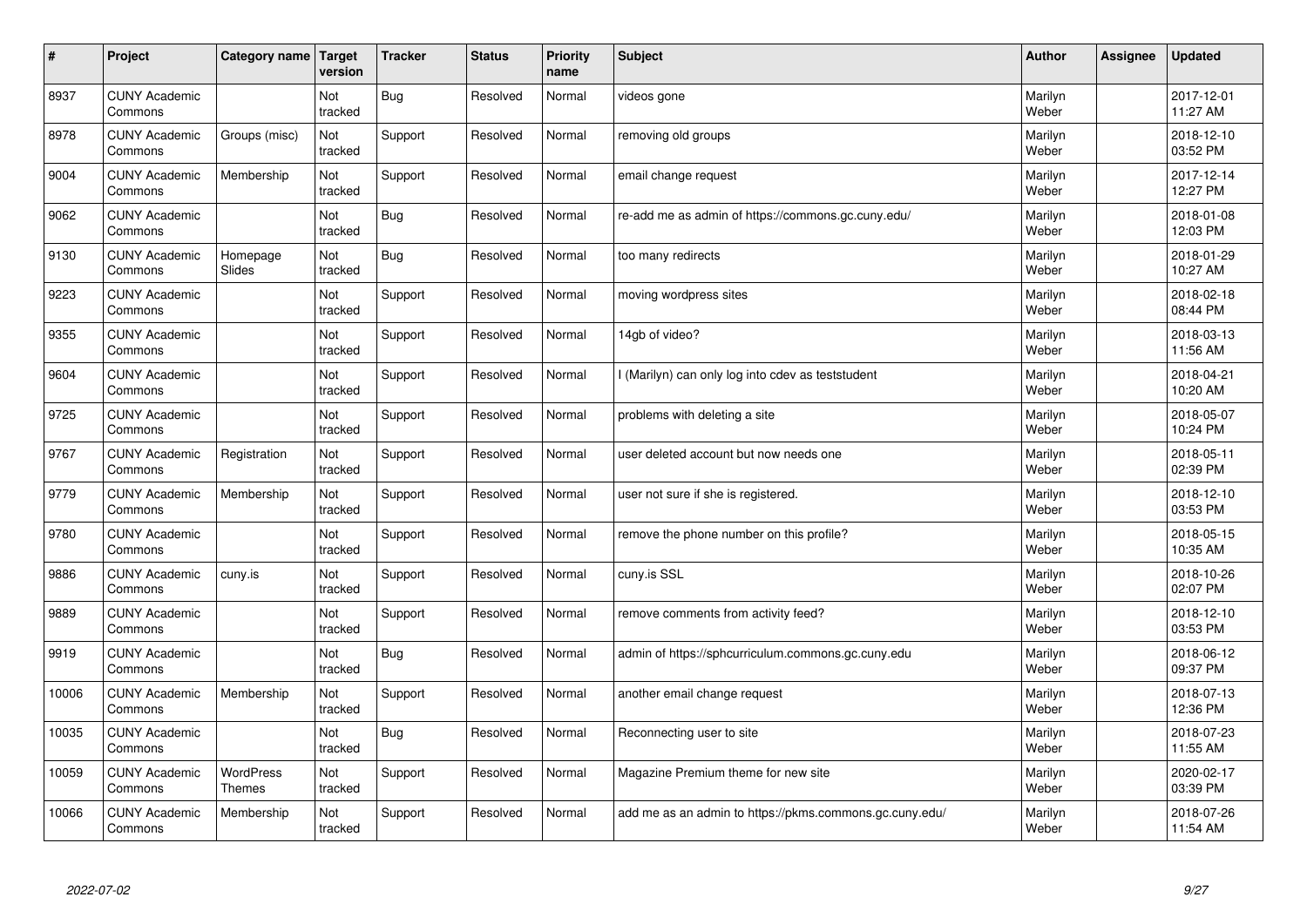| # | Project | Category name | Target version | Tracker | Status | Priority name | Subject | Author | Assignee | Updated |
|---|---|---|---|---|---|---|---|---|---|---|
| 8937 | CUNY Academic Commons | | Not tracked | Bug | Resolved | Normal | videos gone | Marilyn Weber | | 2017-12-01 11:27 AM |
| 8978 | CUNY Academic Commons | Groups (misc) | Not tracked | Support | Resolved | Normal | removing old groups | Marilyn Weber | | 2018-12-10 03:52 PM |
| 9004 | CUNY Academic Commons | Membership | Not tracked | Support | Resolved | Normal | email change request | Marilyn Weber | | 2017-12-14 12:27 PM |
| 9062 | CUNY Academic Commons | | Not tracked | Bug | Resolved | Normal | re-add me as admin of https://commons.gc.cuny.edu/ | Marilyn Weber | | 2018-01-08 12:03 PM |
| 9130 | CUNY Academic Commons | Homepage Slides | Not tracked | Bug | Resolved | Normal | too many redirects | Marilyn Weber | | 2018-01-29 10:27 AM |
| 9223 | CUNY Academic Commons | | Not tracked | Support | Resolved | Normal | moving wordpress sites | Marilyn Weber | | 2018-02-18 08:44 PM |
| 9355 | CUNY Academic Commons | | Not tracked | Support | Resolved | Normal | 14gb of video? | Marilyn Weber | | 2018-03-13 11:56 AM |
| 9604 | CUNY Academic Commons | | Not tracked | Support | Resolved | Normal | I (Marilyn) can only log into cdev as teststudent | Marilyn Weber | | 2018-04-21 10:20 AM |
| 9725 | CUNY Academic Commons | | Not tracked | Support | Resolved | Normal | problems with deleting a site | Marilyn Weber | | 2018-05-07 10:24 PM |
| 9767 | CUNY Academic Commons | Registration | Not tracked | Support | Resolved | Normal | user deleted account but now needs one | Marilyn Weber | | 2018-05-11 02:39 PM |
| 9779 | CUNY Academic Commons | Membership | Not tracked | Support | Resolved | Normal | user not sure if she is registered. | Marilyn Weber | | 2018-12-10 03:53 PM |
| 9780 | CUNY Academic Commons | | Not tracked | Support | Resolved | Normal | remove the phone number on this profile? | Marilyn Weber | | 2018-05-15 10:35 AM |
| 9886 | CUNY Academic Commons | cuny.is | Not tracked | Support | Resolved | Normal | cuny.is SSL | Marilyn Weber | | 2018-10-26 02:07 PM |
| 9889 | CUNY Academic Commons | | Not tracked | Support | Resolved | Normal | remove comments from activity feed? | Marilyn Weber | | 2018-12-10 03:53 PM |
| 9919 | CUNY Academic Commons | | Not tracked | Bug | Resolved | Normal | admin of https://sphcurriculum.commons.gc.cuny.edu | Marilyn Weber | | 2018-06-12 09:37 PM |
| 10006 | CUNY Academic Commons | Membership | Not tracked | Support | Resolved | Normal | another email change request | Marilyn Weber | | 2018-07-13 12:36 PM |
| 10035 | CUNY Academic Commons | | Not tracked | Bug | Resolved | Normal | Reconnecting user to site | Marilyn Weber | | 2018-07-23 11:55 AM |
| 10059 | CUNY Academic Commons | WordPress Themes | Not tracked | Support | Resolved | Normal | Magazine Premium theme for new site | Marilyn Weber | | 2020-02-17 03:39 PM |
| 10066 | CUNY Academic Commons | Membership | Not tracked | Support | Resolved | Normal | add me as an admin to https://pkms.commons.gc.cuny.edu/ | Marilyn Weber | | 2018-07-26 11:54 AM |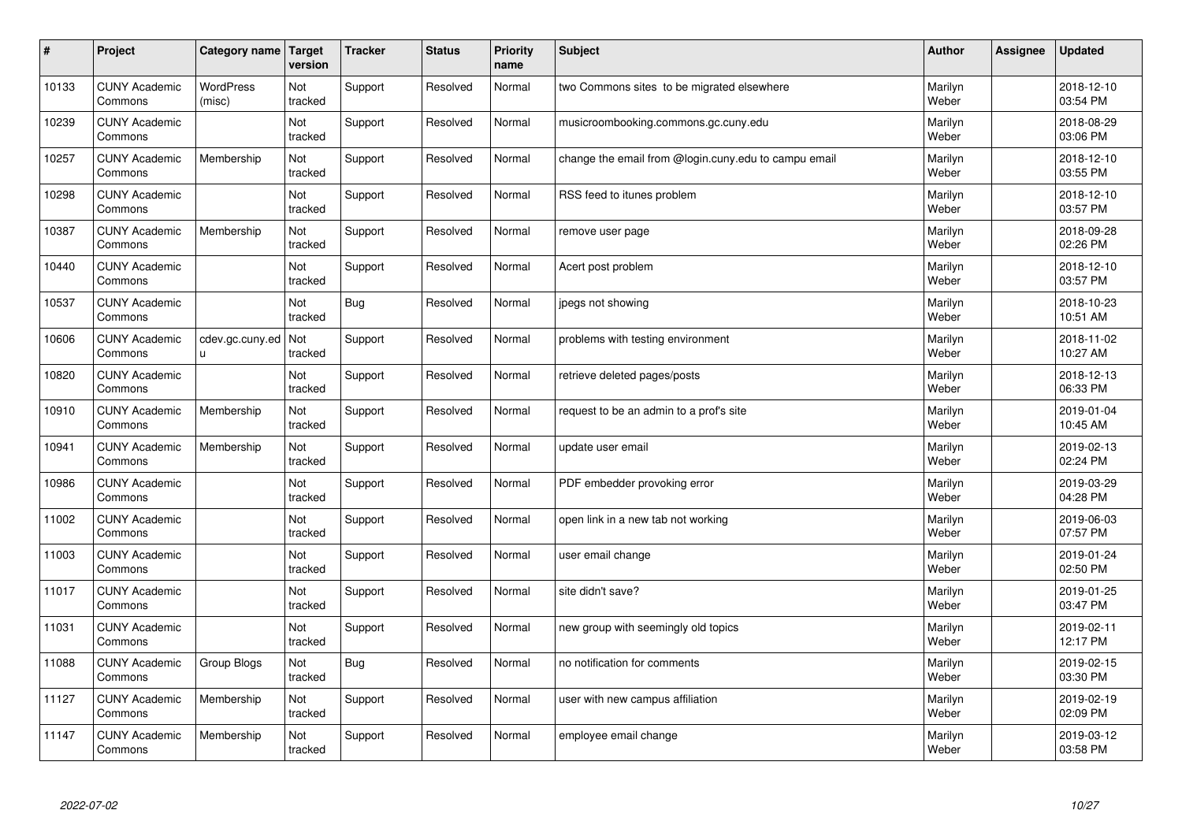| # | Project | Category name | Target version | Tracker | Status | Priority name | Subject | Author | Assignee | Updated |
|---|---|---|---|---|---|---|---|---|---|---|
| 10133 | CUNY Academic Commons | WordPress (misc) | Not tracked | Support | Resolved | Normal | two Commons sites to be migrated elsewhere | Marilyn Weber | | 2018-12-10 03:54 PM |
| 10239 | CUNY Academic Commons | | Not tracked | Support | Resolved | Normal | musicroombooking.commons.gc.cuny.edu | Marilyn Weber | | 2018-08-29 03:06 PM |
| 10257 | CUNY Academic Commons | Membership | Not tracked | Support | Resolved | Normal | change the email from @login.cuny.edu to campu email | Marilyn Weber | | 2018-12-10 03:55 PM |
| 10298 | CUNY Academic Commons | | Not tracked | Support | Resolved | Normal | RSS feed to itunes problem | Marilyn Weber | | 2018-12-10 03:57 PM |
| 10387 | CUNY Academic Commons | Membership | Not tracked | Support | Resolved | Normal | remove user page | Marilyn Weber | | 2018-09-28 02:26 PM |
| 10440 | CUNY Academic Commons | | Not tracked | Support | Resolved | Normal | Acert post problem | Marilyn Weber | | 2018-12-10 03:57 PM |
| 10537 | CUNY Academic Commons | | Not tracked | Bug | Resolved | Normal | jpegs not showing | Marilyn Weber | | 2018-10-23 10:51 AM |
| 10606 | CUNY Academic Commons | cdev.gc.cuny.edu | Not tracked | Support | Resolved | Normal | problems with testing environment | Marilyn Weber | | 2018-11-02 10:27 AM |
| 10820 | CUNY Academic Commons | | Not tracked | Support | Resolved | Normal | retrieve deleted pages/posts | Marilyn Weber | | 2018-12-13 06:33 PM |
| 10910 | CUNY Academic Commons | Membership | Not tracked | Support | Resolved | Normal | request to be an admin to a prof's site | Marilyn Weber | | 2019-01-04 10:45 AM |
| 10941 | CUNY Academic Commons | Membership | Not tracked | Support | Resolved | Normal | update user email | Marilyn Weber | | 2019-02-13 02:24 PM |
| 10986 | CUNY Academic Commons | | Not tracked | Support | Resolved | Normal | PDF embedder provoking error | Marilyn Weber | | 2019-03-29 04:28 PM |
| 11002 | CUNY Academic Commons | | Not tracked | Support | Resolved | Normal | open link in a new tab not working | Marilyn Weber | | 2019-06-03 07:57 PM |
| 11003 | CUNY Academic Commons | | Not tracked | Support | Resolved | Normal | user email change | Marilyn Weber | | 2019-01-24 02:50 PM |
| 11017 | CUNY Academic Commons | | Not tracked | Support | Resolved | Normal | site didn't save? | Marilyn Weber | | 2019-01-25 03:47 PM |
| 11031 | CUNY Academic Commons | | Not tracked | Support | Resolved | Normal | new group with seemingly old topics | Marilyn Weber | | 2019-02-11 12:17 PM |
| 11088 | CUNY Academic Commons | Group Blogs | Not tracked | Bug | Resolved | Normal | no notification for comments | Marilyn Weber | | 2019-02-15 03:30 PM |
| 11127 | CUNY Academic Commons | Membership | Not tracked | Support | Resolved | Normal | user with new campus affiliation | Marilyn Weber | | 2019-02-19 02:09 PM |
| 11147 | CUNY Academic Commons | Membership | Not tracked | Support | Resolved | Normal | employee email change | Marilyn Weber | | 2019-03-12 03:58 PM |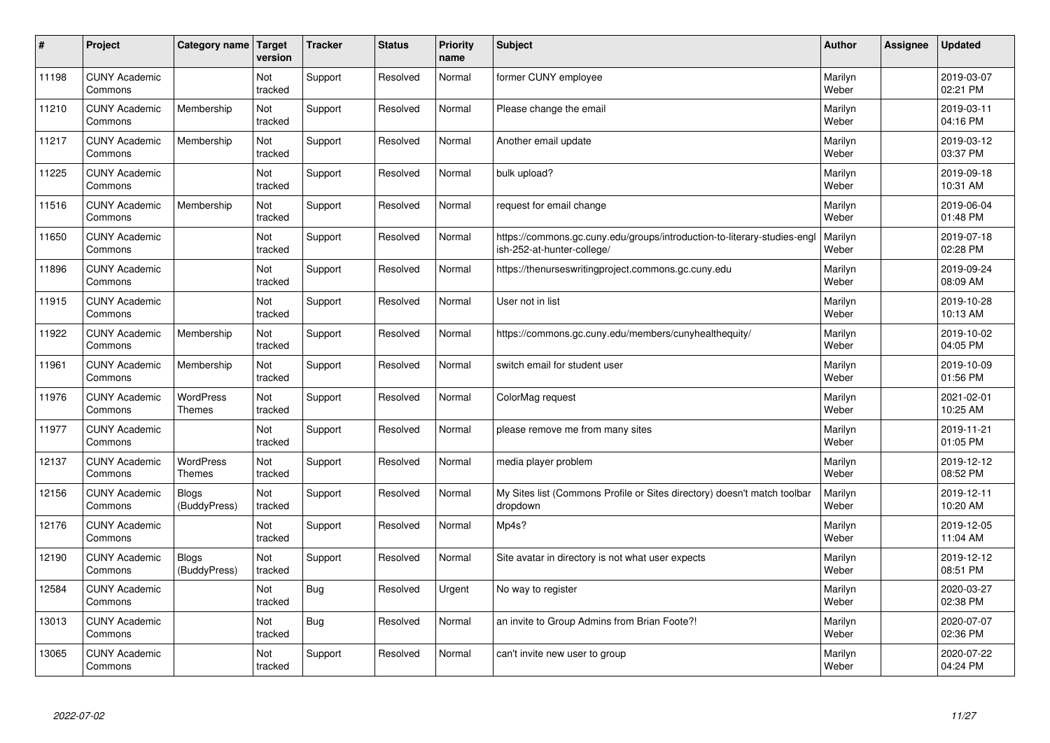| # | Project | Category name | Target version | Tracker | Status | Priority name | Subject | Author | Assignee | Updated |
|---|---|---|---|---|---|---|---|---|---|---|
| 11198 | CUNY Academic Commons | | Not tracked | Support | Resolved | Normal | former CUNY employee | Marilyn Weber | | 2019-03-07 02:21 PM |
| 11210 | CUNY Academic Commons | Membership | Not tracked | Support | Resolved | Normal | Please change the email | Marilyn Weber | | 2019-03-11 04:16 PM |
| 11217 | CUNY Academic Commons | Membership | Not tracked | Support | Resolved | Normal | Another email update | Marilyn Weber | | 2019-03-12 03:37 PM |
| 11225 | CUNY Academic Commons | | Not tracked | Support | Resolved | Normal | bulk upload? | Marilyn Weber | | 2019-09-18 10:31 AM |
| 11516 | CUNY Academic Commons | Membership | Not tracked | Support | Resolved | Normal | request for email change | Marilyn Weber | | 2019-06-04 01:48 PM |
| 11650 | CUNY Academic Commons | | Not tracked | Support | Resolved | Normal | https://commons.gc.cuny.edu/groups/introduction-to-literary-studies-english-252-at-hunter-college/ | Marilyn Weber | | 2019-07-18 02:28 PM |
| 11896 | CUNY Academic Commons | | Not tracked | Support | Resolved | Normal | https://thenurseswritingproject.commons.gc.cuny.edu | Marilyn Weber | | 2019-09-24 08:09 AM |
| 11915 | CUNY Academic Commons | | Not tracked | Support | Resolved | Normal | User not in list | Marilyn Weber | | 2019-10-28 10:13 AM |
| 11922 | CUNY Academic Commons | Membership | Not tracked | Support | Resolved | Normal | https://commons.gc.cuny.edu/members/cunyhealthequity/ | Marilyn Weber | | 2019-10-02 04:05 PM |
| 11961 | CUNY Academic Commons | Membership | Not tracked | Support | Resolved | Normal | switch email for student user | Marilyn Weber | | 2019-10-09 01:56 PM |
| 11976 | CUNY Academic Commons | WordPress Themes | Not tracked | Support | Resolved | Normal | ColorMag request | Marilyn Weber | | 2021-02-01 10:25 AM |
| 11977 | CUNY Academic Commons | | Not tracked | Support | Resolved | Normal | please remove me from many sites | Marilyn Weber | | 2019-11-21 01:05 PM |
| 12137 | CUNY Academic Commons | WordPress Themes | Not tracked | Support | Resolved | Normal | media player problem | Marilyn Weber | | 2019-12-12 08:52 PM |
| 12156 | CUNY Academic Commons | Blogs (BuddyPress) | Not tracked | Support | Resolved | Normal | My Sites list (Commons Profile or Sites directory) doesn't match toolbar dropdown | Marilyn Weber | | 2019-12-11 10:20 AM |
| 12176 | CUNY Academic Commons | | Not tracked | Support | Resolved | Normal | Mp4s? | Marilyn Weber | | 2019-12-05 11:04 AM |
| 12190 | CUNY Academic Commons | Blogs (BuddyPress) | Not tracked | Support | Resolved | Normal | Site avatar in directory is not what user expects | Marilyn Weber | | 2019-12-12 08:51 PM |
| 12584 | CUNY Academic Commons | | Not tracked | Bug | Resolved | Urgent | No way to register | Marilyn Weber | | 2020-03-27 02:38 PM |
| 13013 | CUNY Academic Commons | | Not tracked | Bug | Resolved | Normal | an invite to Group Admins from Brian Foote?! | Marilyn Weber | | 2020-07-07 02:36 PM |
| 13065 | CUNY Academic Commons | | Not tracked | Support | Resolved | Normal | can't invite new user to group | Marilyn Weber | | 2020-07-22 04:24 PM |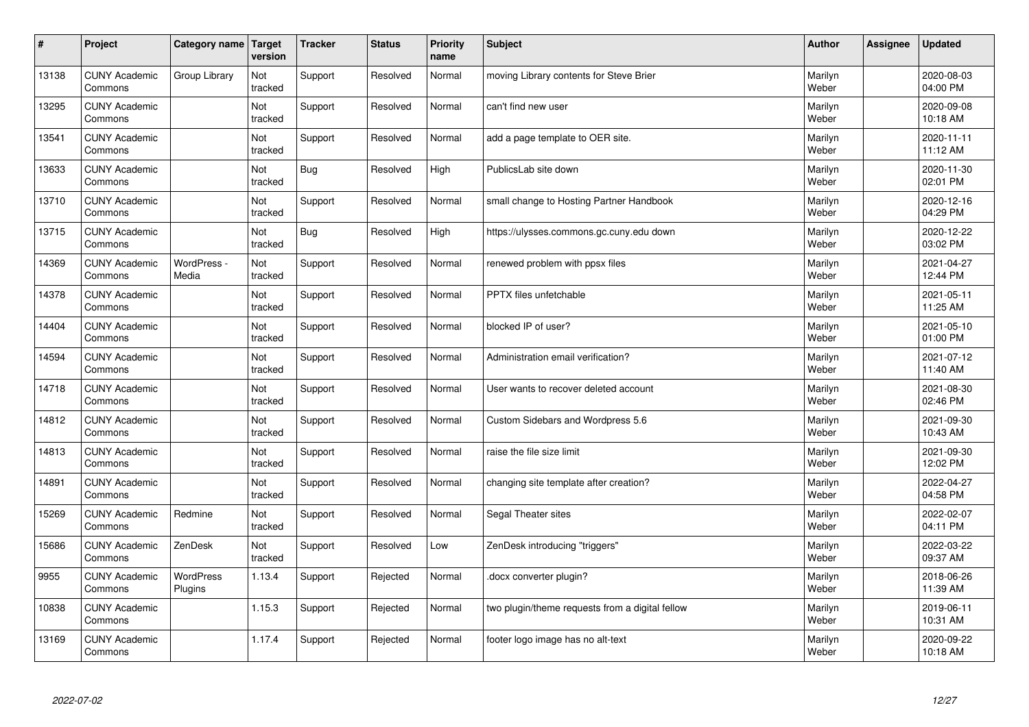| # | Project | Category name | Target version | Tracker | Status | Priority name | Subject | Author | Assignee | Updated |
|---|---|---|---|---|---|---|---|---|---|---|
| 13138 | CUNY Academic Commons | Group Library | Not tracked | Support | Resolved | Normal | moving Library contents for Steve Brier | Marilyn Weber | | 2020-08-03 04:00 PM |
| 13295 | CUNY Academic Commons | | Not tracked | Support | Resolved | Normal | can't find new user | Marilyn Weber | | 2020-09-08 10:18 AM |
| 13541 | CUNY Academic Commons | | Not tracked | Support | Resolved | Normal | add a page template to OER site. | Marilyn Weber | | 2020-11-11 11:12 AM |
| 13633 | CUNY Academic Commons | | Not tracked | Bug | Resolved | High | PublicsLab site down | Marilyn Weber | | 2020-11-30 02:01 PM |
| 13710 | CUNY Academic Commons | | Not tracked | Support | Resolved | Normal | small change to Hosting Partner Handbook | Marilyn Weber | | 2020-12-16 04:29 PM |
| 13715 | CUNY Academic Commons | | Not tracked | Bug | Resolved | High | https://ulysses.commons.gc.cuny.edu down | Marilyn Weber | | 2020-12-22 03:02 PM |
| 14369 | CUNY Academic Commons | WordPress - Media | Not tracked | Support | Resolved | Normal | renewed problem with ppsx files | Marilyn Weber | | 2021-04-27 12:44 PM |
| 14378 | CUNY Academic Commons | | Not tracked | Support | Resolved | Normal | PPTX files unfetchable | Marilyn Weber | | 2021-05-11 11:25 AM |
| 14404 | CUNY Academic Commons | | Not tracked | Support | Resolved | Normal | blocked IP of user? | Marilyn Weber | | 2021-05-10 01:00 PM |
| 14594 | CUNY Academic Commons | | Not tracked | Support | Resolved | Normal | Administration email verification? | Marilyn Weber | | 2021-07-12 11:40 AM |
| 14718 | CUNY Academic Commons | | Not tracked | Support | Resolved | Normal | User wants to recover deleted account | Marilyn Weber | | 2021-08-30 02:46 PM |
| 14812 | CUNY Academic Commons | | Not tracked | Support | Resolved | Normal | Custom Sidebars and Wordpress 5.6 | Marilyn Weber | | 2021-09-30 10:43 AM |
| 14813 | CUNY Academic Commons | | Not tracked | Support | Resolved | Normal | raise the file size limit | Marilyn Weber | | 2021-09-30 12:02 PM |
| 14891 | CUNY Academic Commons | | Not tracked | Support | Resolved | Normal | changing site template after creation? | Marilyn Weber | | 2022-04-27 04:58 PM |
| 15269 | CUNY Academic Commons | Redmine | Not tracked | Support | Resolved | Normal | Segal Theater sites | Marilyn Weber | | 2022-02-07 04:11 PM |
| 15686 | CUNY Academic Commons | ZenDesk | Not tracked | Support | Resolved | Low | ZenDesk introducing "triggers" | Marilyn Weber | | 2022-03-22 09:37 AM |
| 9955 | CUNY Academic Commons | WordPress Plugins | 1.13.4 | Support | Rejected | Normal | .docx converter plugin? | Marilyn Weber | | 2018-06-26 11:39 AM |
| 10838 | CUNY Academic Commons | | 1.15.3 | Support | Rejected | Normal | two plugin/theme requests from a digital fellow | Marilyn Weber | | 2019-06-11 10:31 AM |
| 13169 | CUNY Academic Commons | | 1.17.4 | Support | Rejected | Normal | footer logo image has no alt-text | Marilyn Weber | | 2020-09-22 10:18 AM |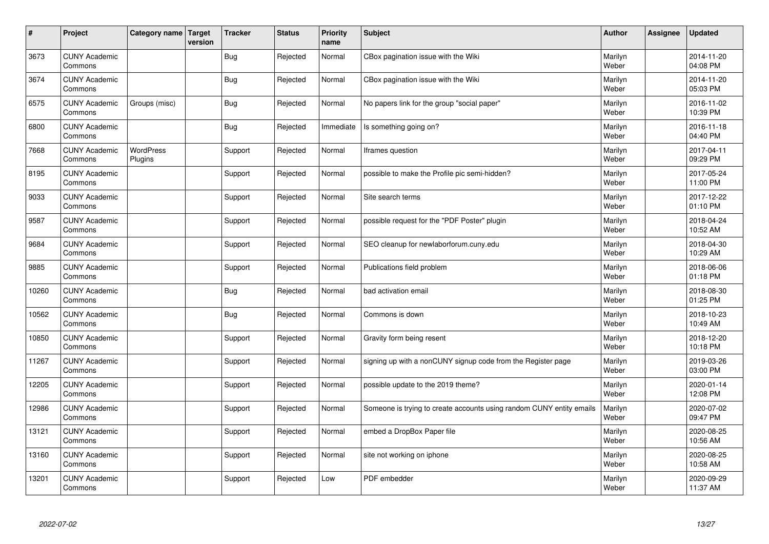| # | Project | Category name | Target version | Tracker | Status | Priority name | Subject | Author | Assignee | Updated |
|---|---|---|---|---|---|---|---|---|---|---|
| 3673 | CUNY Academic Commons | | | Bug | Rejected | Normal | CBox pagination issue with the Wiki | Marilyn Weber | | 2014-11-20 04:08 PM |
| 3674 | CUNY Academic Commons | | | Bug | Rejected | Normal | CBox pagination issue with the Wiki | Marilyn Weber | | 2014-11-20 05:03 PM |
| 6575 | CUNY Academic Commons | Groups (misc) | | Bug | Rejected | Normal | No papers link for the group "social paper" | Marilyn Weber | | 2016-11-02 10:39 PM |
| 6800 | CUNY Academic Commons | | | Bug | Rejected | Immediate | Is something going on? | Marilyn Weber | | 2016-11-18 04:40 PM |
| 7668 | CUNY Academic Commons | WordPress Plugins | | Support | Rejected | Normal | Iframes question | Marilyn Weber | | 2017-04-11 09:29 PM |
| 8195 | CUNY Academic Commons | | | Support | Rejected | Normal | possible to make the Profile pic semi-hidden? | Marilyn Weber | | 2017-05-24 11:00 PM |
| 9033 | CUNY Academic Commons | | | Support | Rejected | Normal | Site search terms | Marilyn Weber | | 2017-12-22 01:10 PM |
| 9587 | CUNY Academic Commons | | | Support | Rejected | Normal | possible request for the "PDF Poster" plugin | Marilyn Weber | | 2018-04-24 10:52 AM |
| 9684 | CUNY Academic Commons | | | Support | Rejected | Normal | SEO cleanup for newlaborforum.cuny.edu | Marilyn Weber | | 2018-04-30 10:29 AM |
| 9885 | CUNY Academic Commons | | | Support | Rejected | Normal | Publications field problem | Marilyn Weber | | 2018-06-06 01:18 PM |
| 10260 | CUNY Academic Commons | | | Bug | Rejected | Normal | bad activation email | Marilyn Weber | | 2018-08-30 01:25 PM |
| 10562 | CUNY Academic Commons | | | Bug | Rejected | Normal | Commons is down | Marilyn Weber | | 2018-10-23 10:49 AM |
| 10850 | CUNY Academic Commons | | | Support | Rejected | Normal | Gravity form being resent | Marilyn Weber | | 2018-12-20 10:18 PM |
| 11267 | CUNY Academic Commons | | | Support | Rejected | Normal | signing up with a nonCUNY signup code from the Register page | Marilyn Weber | | 2019-03-26 03:00 PM |
| 12205 | CUNY Academic Commons | | | Support | Rejected | Normal | possible update to the 2019 theme? | Marilyn Weber | | 2020-01-14 12:08 PM |
| 12986 | CUNY Academic Commons | | | Support | Rejected | Normal | Someone is trying to create accounts using random CUNY entity emails | Marilyn Weber | | 2020-07-02 09:47 PM |
| 13121 | CUNY Academic Commons | | | Support | Rejected | Normal | embed a DropBox Paper file | Marilyn Weber | | 2020-08-25 10:56 AM |
| 13160 | CUNY Academic Commons | | | Support | Rejected | Normal | site not working on iphone | Marilyn Weber | | 2020-08-25 10:58 AM |
| 13201 | CUNY Academic Commons | | | Support | Rejected | Low | PDF embedder | Marilyn Weber | | 2020-09-29 11:37 AM |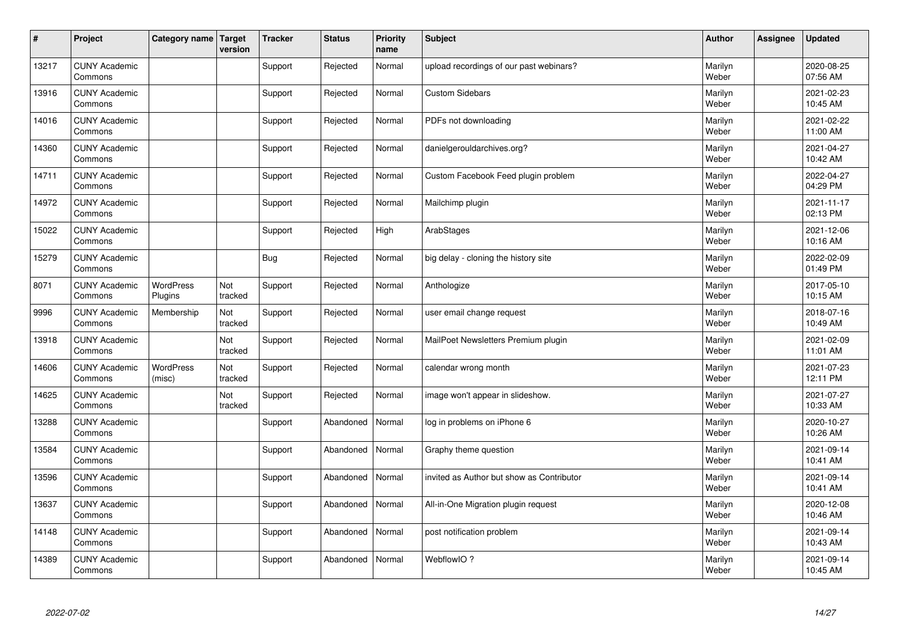| # | Project | Category name | Target version | Tracker | Status | Priority name | Subject | Author | Assignee | Updated |
|---|---|---|---|---|---|---|---|---|---|---|
| 13217 | CUNY Academic Commons | | | Support | Rejected | Normal | upload recordings of our past webinars? | Marilyn Weber | | 2020-08-25 07:56 AM |
| 13916 | CUNY Academic Commons | | | Support | Rejected | Normal | Custom Sidebars | Marilyn Weber | | 2021-02-23 10:45 AM |
| 14016 | CUNY Academic Commons | | | Support | Rejected | Normal | PDFs not downloading | Marilyn Weber | | 2021-02-22 11:00 AM |
| 14360 | CUNY Academic Commons | | | Support | Rejected | Normal | danielgerouldarchives.org? | Marilyn Weber | | 2021-04-27 10:42 AM |
| 14711 | CUNY Academic Commons | | | Support | Rejected | Normal | Custom Facebook Feed plugin problem | Marilyn Weber | | 2022-04-27 04:29 PM |
| 14972 | CUNY Academic Commons | | | Support | Rejected | Normal | Mailchimp plugin | Marilyn Weber | | 2021-11-17 02:13 PM |
| 15022 | CUNY Academic Commons | | | Support | Rejected | High | ArabStages | Marilyn Weber | | 2021-12-06 10:16 AM |
| 15279 | CUNY Academic Commons | | | Bug | Rejected | Normal | big delay - cloning the history site | Marilyn Weber | | 2022-02-09 01:49 PM |
| 8071 | CUNY Academic Commons | WordPress Plugins | Not tracked | Support | Rejected | Normal | Anthologize | Marilyn Weber | | 2017-05-10 10:15 AM |
| 9996 | CUNY Academic Commons | Membership | Not tracked | Support | Rejected | Normal | user email change request | Marilyn Weber | | 2018-07-16 10:49 AM |
| 13918 | CUNY Academic Commons | | Not tracked | Support | Rejected | Normal | MailPoet Newsletters Premium plugin | Marilyn Weber | | 2021-02-09 11:01 AM |
| 14606 | CUNY Academic Commons | WordPress (misc) | Not tracked | Support | Rejected | Normal | calendar wrong month | Marilyn Weber | | 2021-07-23 12:11 PM |
| 14625 | CUNY Academic Commons | | Not tracked | Support | Rejected | Normal | image won't appear in slideshow. | Marilyn Weber | | 2021-07-27 10:33 AM |
| 13288 | CUNY Academic Commons | | | Support | Abandoned | Normal | log in problems on iPhone 6 | Marilyn Weber | | 2020-10-27 10:26 AM |
| 13584 | CUNY Academic Commons | | | Support | Abandoned | Normal | Graphy theme question | Marilyn Weber | | 2021-09-14 10:41 AM |
| 13596 | CUNY Academic Commons | | | Support | Abandoned | Normal | invited as Author but show as Contributor | Marilyn Weber | | 2021-09-14 10:41 AM |
| 13637 | CUNY Academic Commons | | | Support | Abandoned | Normal | All-in-One Migration plugin request | Marilyn Weber | | 2020-12-08 10:46 AM |
| 14148 | CUNY Academic Commons | | | Support | Abandoned | Normal | post notification problem | Marilyn Weber | | 2021-09-14 10:43 AM |
| 14389 | CUNY Academic Commons | | | Support | Abandoned | Normal | WebflowIO ? | Marilyn Weber | | 2021-09-14 10:45 AM |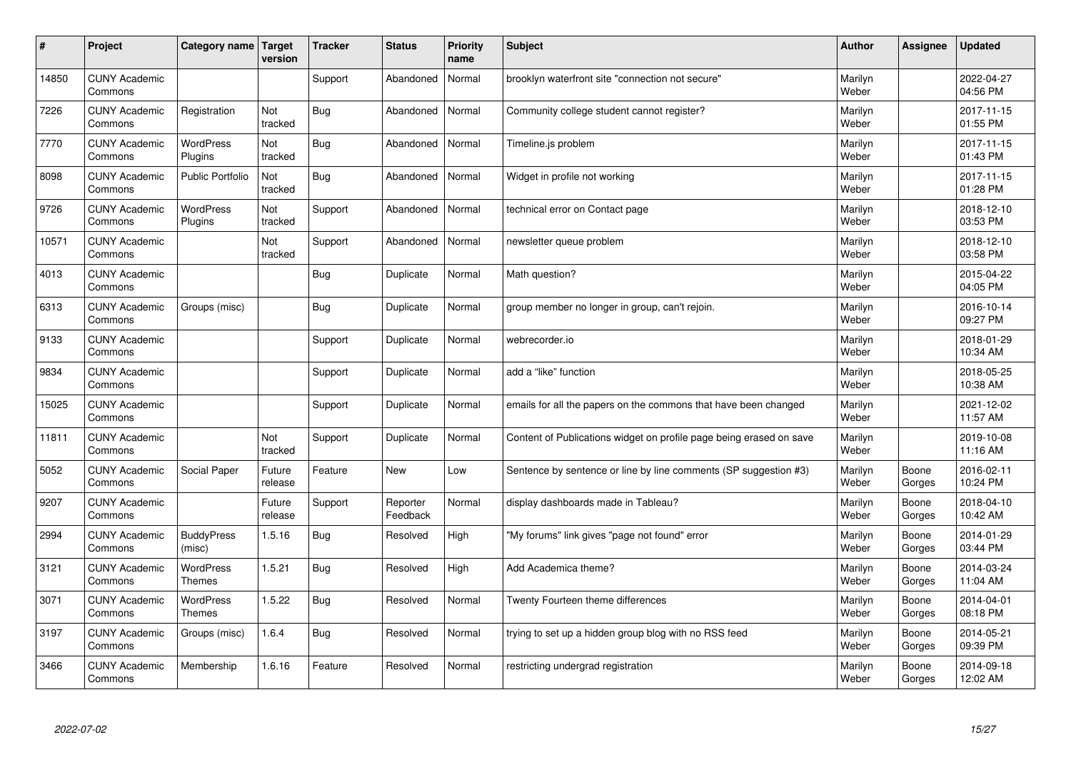| # | Project | Category name | Target version | Tracker | Status | Priority name | Subject | Author | Assignee | Updated |
|---|---|---|---|---|---|---|---|---|---|---|
| 14850 | CUNY Academic Commons | | | Support | Abandoned | Normal | brooklyn waterfront site "connection not secure" | Marilyn Weber | | 2022-04-27 04:56 PM |
| 7226 | CUNY Academic Commons | Registration | Not tracked | Bug | Abandoned | Normal | Community college student cannot register? | Marilyn Weber | | 2017-11-15 01:55 PM |
| 7770 | CUNY Academic Commons | WordPress Plugins | Not tracked | Bug | Abandoned | Normal | Timeline.js problem | Marilyn Weber | | 2017-11-15 01:43 PM |
| 8098 | CUNY Academic Commons | Public Portfolio | Not tracked | Bug | Abandoned | Normal | Widget in profile not working | Marilyn Weber | | 2017-11-15 01:28 PM |
| 9726 | CUNY Academic Commons | WordPress Plugins | Not tracked | Support | Abandoned | Normal | technical error on Contact page | Marilyn Weber | | 2018-12-10 03:53 PM |
| 10571 | CUNY Academic Commons | | Not tracked | Support | Abandoned | Normal | newsletter queue problem | Marilyn Weber | | 2018-12-10 03:58 PM |
| 4013 | CUNY Academic Commons | | | Bug | Duplicate | Normal | Math question? | Marilyn Weber | | 2015-04-22 04:05 PM |
| 6313 | CUNY Academic Commons | Groups (misc) | | Bug | Duplicate | Normal | group member no longer in group, can't rejoin. | Marilyn Weber | | 2016-10-14 09:27 PM |
| 9133 | CUNY Academic Commons | | | Support | Duplicate | Normal | webrecorder.io | Marilyn Weber | | 2018-01-29 10:34 AM |
| 9834 | CUNY Academic Commons | | | Support | Duplicate | Normal | add a "like" function | Marilyn Weber | | 2018-05-25 10:38 AM |
| 15025 | CUNY Academic Commons | | | Support | Duplicate | Normal | emails for all the papers on the commons that have been changed | Marilyn Weber | | 2021-12-02 11:57 AM |
| 11811 | CUNY Academic Commons | | Not tracked | Support | Duplicate | Normal | Content of Publications widget on profile page being erased on save | Marilyn Weber | | 2019-10-08 11:16 AM |
| 5052 | CUNY Academic Commons | Social Paper | Future release | Feature | New | Low | Sentence by sentence or line by line comments (SP suggestion #3) | Marilyn Weber | Boone Gorges | 2016-02-11 10:24 PM |
| 9207 | CUNY Academic Commons | | Future release | Support | Reporter Feedback | Normal | display dashboards made in Tableau? | Marilyn Weber | Boone Gorges | 2018-04-10 10:42 AM |
| 2994 | CUNY Academic Commons | BuddyPress (misc) | 1.5.16 | Bug | Resolved | High | "My forums" link gives "page not found" error | Marilyn Weber | Boone Gorges | 2014-01-29 03:44 PM |
| 3121 | CUNY Academic Commons | WordPress Themes | 1.5.21 | Bug | Resolved | High | Add Academica theme? | Marilyn Weber | Boone Gorges | 2014-03-24 11:04 AM |
| 3071 | CUNY Academic Commons | WordPress Themes | 1.5.22 | Bug | Resolved | Normal | Twenty Fourteen theme differences | Marilyn Weber | Boone Gorges | 2014-04-01 08:18 PM |
| 3197 | CUNY Academic Commons | Groups (misc) | 1.6.4 | Bug | Resolved | Normal | trying to set up a hidden group blog with no RSS feed | Marilyn Weber | Boone Gorges | 2014-05-21 09:39 PM |
| 3466 | CUNY Academic Commons | Membership | 1.6.16 | Feature | Resolved | Normal | restricting undergrad registration | Marilyn Weber | Boone Gorges | 2014-09-18 12:02 AM |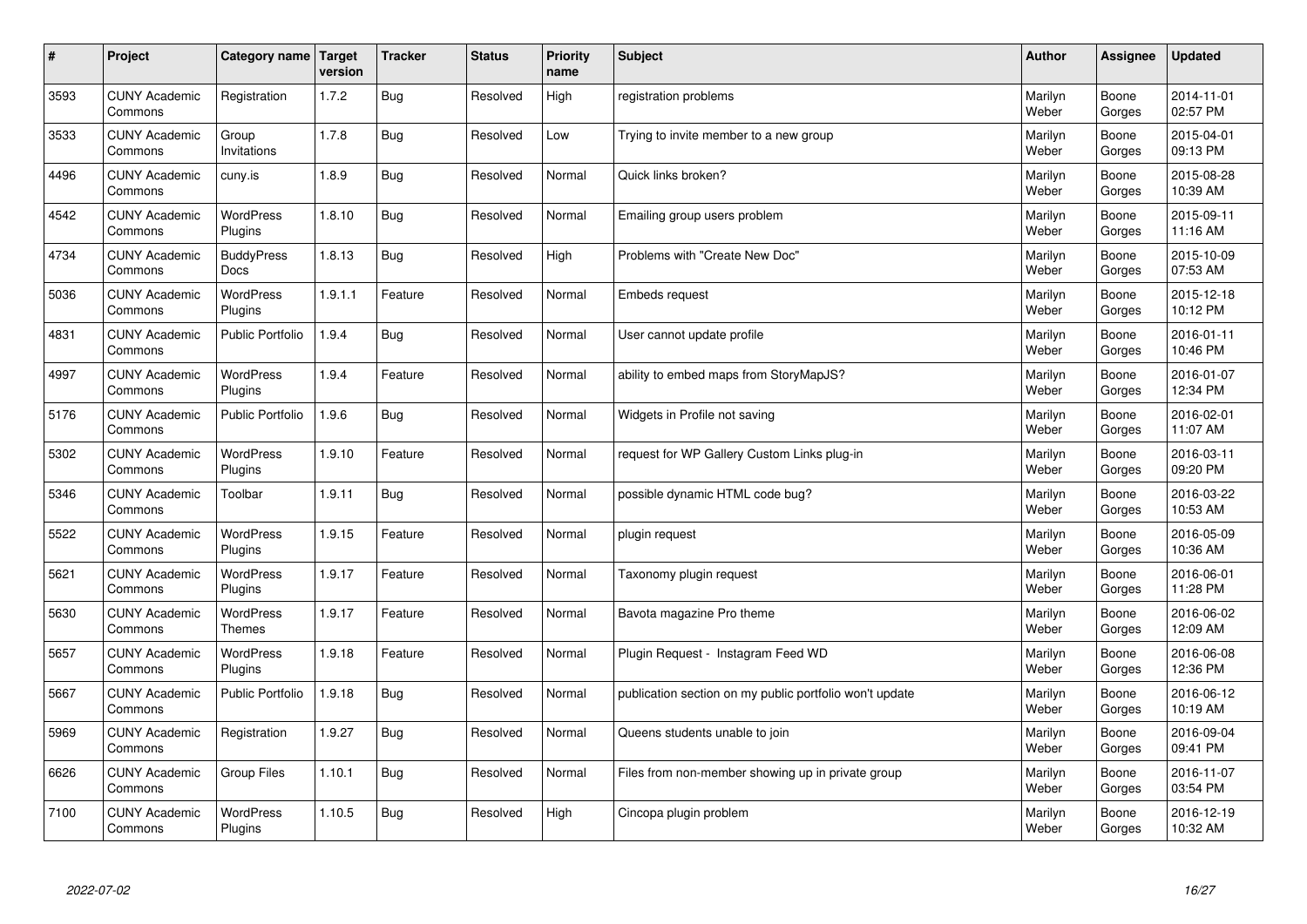| # | Project | Category name | Target version | Tracker | Status | Priority name | Subject | Author | Assignee | Updated |
|---|---|---|---|---|---|---|---|---|---|---|
| 3593 | CUNY Academic Commons | Registration | 1.7.2 | Bug | Resolved | High | registration problems | Marilyn Weber | Boone Gorges | 2014-11-01 02:57 PM |
| 3533 | CUNY Academic Commons | Group Invitations | 1.7.8 | Bug | Resolved | Low | Trying to invite member to a new group | Marilyn Weber | Boone Gorges | 2015-04-01 09:13 PM |
| 4496 | CUNY Academic Commons | cuny.is | 1.8.9 | Bug | Resolved | Normal | Quick links broken? | Marilyn Weber | Boone Gorges | 2015-08-28 10:39 AM |
| 4542 | CUNY Academic Commons | WordPress Plugins | 1.8.10 | Bug | Resolved | Normal | Emailing group users problem | Marilyn Weber | Boone Gorges | 2015-09-11 11:16 AM |
| 4734 | CUNY Academic Commons | BuddyPress Docs | 1.8.13 | Bug | Resolved | High | Problems with "Create New Doc" | Marilyn Weber | Boone Gorges | 2015-10-09 07:53 AM |
| 5036 | CUNY Academic Commons | WordPress Plugins | 1.9.1.1 | Feature | Resolved | Normal | Embeds request | Marilyn Weber | Boone Gorges | 2015-12-18 10:12 PM |
| 4831 | CUNY Academic Commons | Public Portfolio | 1.9.4 | Bug | Resolved | Normal | User cannot update profile | Marilyn Weber | Boone Gorges | 2016-01-11 10:46 PM |
| 4997 | CUNY Academic Commons | WordPress Plugins | 1.9.4 | Feature | Resolved | Normal | ability to embed maps from StoryMapJS? | Marilyn Weber | Boone Gorges | 2016-01-07 12:34 PM |
| 5176 | CUNY Academic Commons | Public Portfolio | 1.9.6 | Bug | Resolved | Normal | Widgets in Profile not saving | Marilyn Weber | Boone Gorges | 2016-02-01 11:07 AM |
| 5302 | CUNY Academic Commons | WordPress Plugins | 1.9.10 | Feature | Resolved | Normal | request for WP Gallery Custom Links plug-in | Marilyn Weber | Boone Gorges | 2016-03-11 09:20 PM |
| 5346 | CUNY Academic Commons | Toolbar | 1.9.11 | Bug | Resolved | Normal | possible dynamic HTML code bug? | Marilyn Weber | Boone Gorges | 2016-03-22 10:53 AM |
| 5522 | CUNY Academic Commons | WordPress Plugins | 1.9.15 | Feature | Resolved | Normal | plugin request | Marilyn Weber | Boone Gorges | 2016-05-09 10:36 AM |
| 5621 | CUNY Academic Commons | WordPress Plugins | 1.9.17 | Feature | Resolved | Normal | Taxonomy plugin request | Marilyn Weber | Boone Gorges | 2016-06-01 11:28 PM |
| 5630 | CUNY Academic Commons | WordPress Themes | 1.9.17 | Feature | Resolved | Normal | Bavota magazine Pro theme | Marilyn Weber | Boone Gorges | 2016-06-02 12:09 AM |
| 5657 | CUNY Academic Commons | WordPress Plugins | 1.9.18 | Feature | Resolved | Normal | Plugin Request - Instagram Feed WD | Marilyn Weber | Boone Gorges | 2016-06-08 12:36 PM |
| 5667 | CUNY Academic Commons | Public Portfolio | 1.9.18 | Bug | Resolved | Normal | publication section on my public portfolio won't update | Marilyn Weber | Boone Gorges | 2016-06-12 10:19 AM |
| 5969 | CUNY Academic Commons | Registration | 1.9.27 | Bug | Resolved | Normal | Queens students unable to join | Marilyn Weber | Boone Gorges | 2016-09-04 09:41 PM |
| 6626 | CUNY Academic Commons | Group Files | 1.10.1 | Bug | Resolved | Normal | Files from non-member showing up in private group | Marilyn Weber | Boone Gorges | 2016-11-07 03:54 PM |
| 7100 | CUNY Academic Commons | WordPress Plugins | 1.10.5 | Bug | Resolved | High | Cincopa plugin problem | Marilyn Weber | Boone Gorges | 2016-12-19 10:32 AM |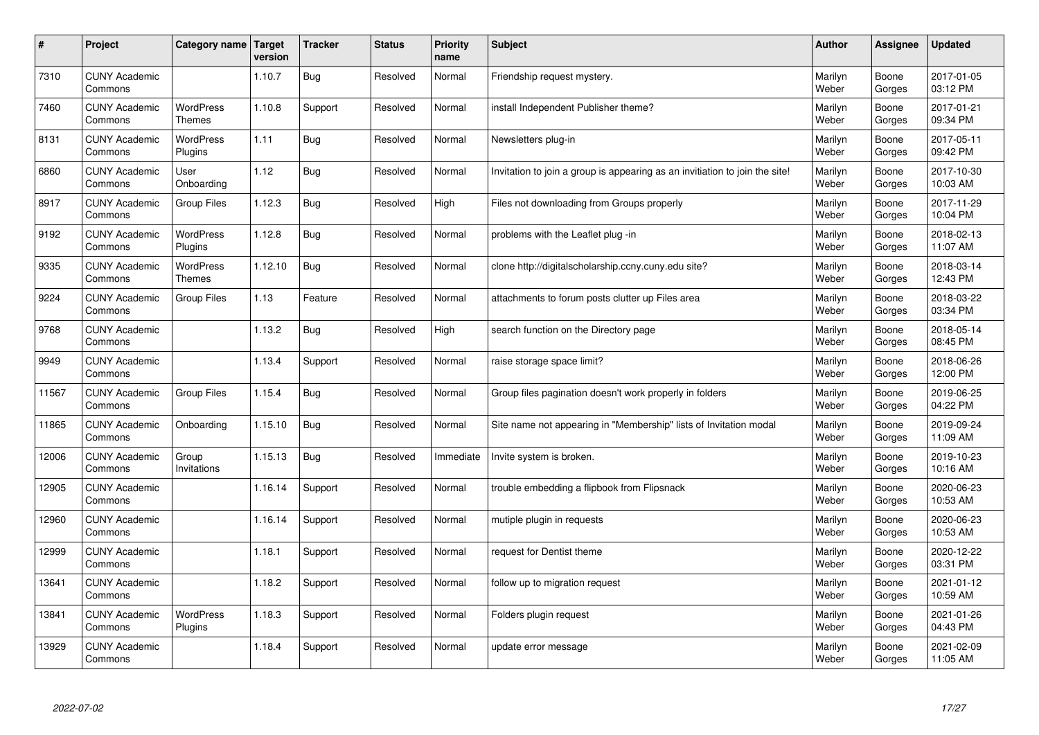| # | Project | Category name | Target version | Tracker | Status | Priority name | Subject | Author | Assignee | Updated |
|---|---|---|---|---|---|---|---|---|---|---|
| 7310 | CUNY Academic Commons | | 1.10.7 | Bug | Resolved | Normal | Friendship request mystery. | Marilyn Weber | Boone Gorges | 2017-01-05 03:12 PM |
| 7460 | CUNY Academic Commons | WordPress Themes | 1.10.8 | Support | Resolved | Normal | install Independent Publisher theme? | Marilyn Weber | Boone Gorges | 2017-01-21 09:34 PM |
| 8131 | CUNY Academic Commons | WordPress Plugins | 1.11 | Bug | Resolved | Normal | Newsletters plug-in | Marilyn Weber | Boone Gorges | 2017-05-11 09:42 PM |
| 6860 | CUNY Academic Commons | User Onboarding | 1.12 | Bug | Resolved | Normal | Invitation to join a group is appearing as an invitiation to join the site! | Marilyn Weber | Boone Gorges | 2017-10-30 10:03 AM |
| 8917 | CUNY Academic Commons | Group Files | 1.12.3 | Bug | Resolved | High | Files not downloading from Groups properly | Marilyn Weber | Boone Gorges | 2017-11-29 10:04 PM |
| 9192 | CUNY Academic Commons | WordPress Plugins | 1.12.8 | Bug | Resolved | Normal | problems with the Leaflet plug -in | Marilyn Weber | Boone Gorges | 2018-02-13 11:07 AM |
| 9335 | CUNY Academic Commons | WordPress Themes | 1.12.10 | Bug | Resolved | Normal | clone http://digitalscholarship.ccny.cuny.edu site? | Marilyn Weber | Boone Gorges | 2018-03-14 12:43 PM |
| 9224 | CUNY Academic Commons | Group Files | 1.13 | Feature | Resolved | Normal | attachments to forum posts clutter up Files area | Marilyn Weber | Boone Gorges | 2018-03-22 03:34 PM |
| 9768 | CUNY Academic Commons | | 1.13.2 | Bug | Resolved | High | search function on the Directory page | Marilyn Weber | Boone Gorges | 2018-05-14 08:45 PM |
| 9949 | CUNY Academic Commons | | 1.13.4 | Support | Resolved | Normal | raise storage space limit? | Marilyn Weber | Boone Gorges | 2018-06-26 12:00 PM |
| 11567 | CUNY Academic Commons | Group Files | 1.15.4 | Bug | Resolved | Normal | Group files pagination doesn't work properly in folders | Marilyn Weber | Boone Gorges | 2019-06-25 04:22 PM |
| 11865 | CUNY Academic Commons | Onboarding | 1.15.10 | Bug | Resolved | Normal | Site name not appearing in "Membership" lists of Invitation modal | Marilyn Weber | Boone Gorges | 2019-09-24 11:09 AM |
| 12006 | CUNY Academic Commons | Group Invitations | 1.15.13 | Bug | Resolved | Immediate | Invite system is broken. | Marilyn Weber | Boone Gorges | 2019-10-23 10:16 AM |
| 12905 | CUNY Academic Commons | | 1.16.14 | Support | Resolved | Normal | trouble embedding a flipbook from Flipsnack | Marilyn Weber | Boone Gorges | 2020-06-23 10:53 AM |
| 12960 | CUNY Academic Commons | | 1.16.14 | Support | Resolved | Normal | mutiple plugin in requests | Marilyn Weber | Boone Gorges | 2020-06-23 10:53 AM |
| 12999 | CUNY Academic Commons | | 1.18.1 | Support | Resolved | Normal | request for Dentist theme | Marilyn Weber | Boone Gorges | 2020-12-22 03:31 PM |
| 13641 | CUNY Academic Commons | | 1.18.2 | Support | Resolved | Normal | follow up to migration request | Marilyn Weber | Boone Gorges | 2021-01-12 10:59 AM |
| 13841 | CUNY Academic Commons | WordPress Plugins | 1.18.3 | Support | Resolved | Normal | Folders plugin request | Marilyn Weber | Boone Gorges | 2021-01-26 04:43 PM |
| 13929 | CUNY Academic Commons | | 1.18.4 | Support | Resolved | Normal | update error message | Marilyn Weber | Boone Gorges | 2021-02-09 11:05 AM |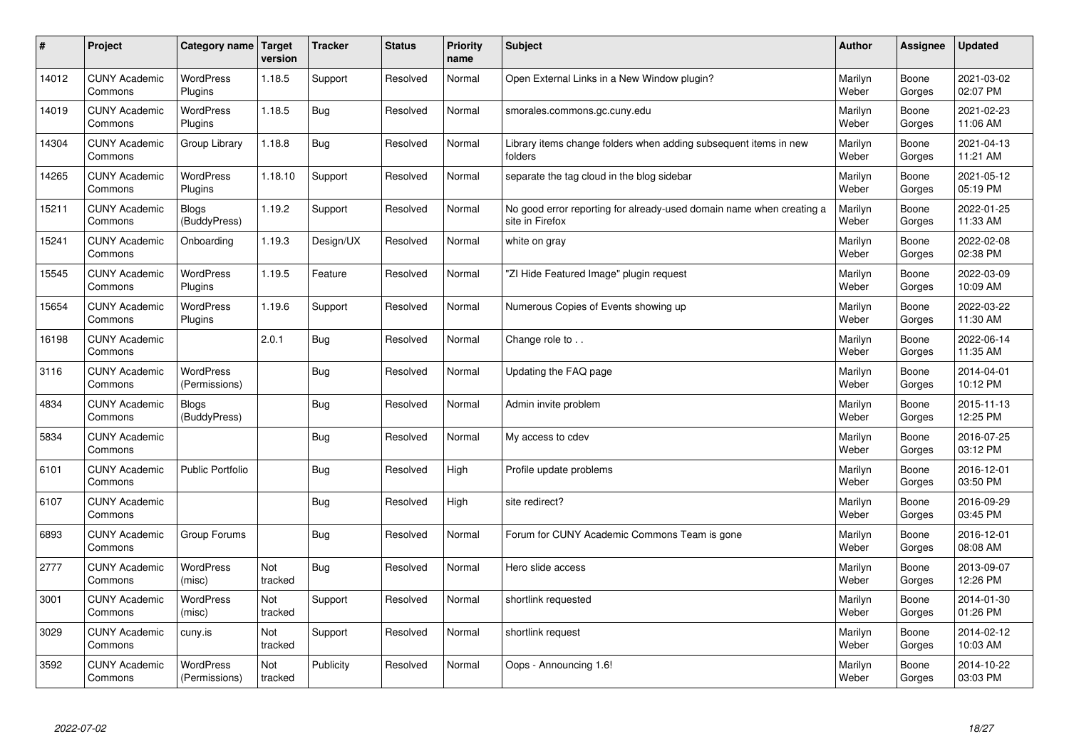| # | Project | Category name | Target version | Tracker | Status | Priority name | Subject | Author | Assignee | Updated |
|---|---|---|---|---|---|---|---|---|---|---|
| 14012 | CUNY Academic Commons | WordPress Plugins | 1.18.5 | Support | Resolved | Normal | Open External Links in a New Window plugin? | Marilyn Weber | Boone Gorges | 2021-03-02 02:07 PM |
| 14019 | CUNY Academic Commons | WordPress Plugins | 1.18.5 | Bug | Resolved | Normal | smorales.commons.gc.cuny.edu | Marilyn Weber | Boone Gorges | 2021-02-23 11:06 AM |
| 14304 | CUNY Academic Commons | Group Library | 1.18.8 | Bug | Resolved | Normal | Library items change folders when adding subsequent items in new folders | Marilyn Weber | Boone Gorges | 2021-04-13 11:21 AM |
| 14265 | CUNY Academic Commons | WordPress Plugins | 1.18.10 | Support | Resolved | Normal | separate the tag cloud in the blog sidebar | Marilyn Weber | Boone Gorges | 2021-05-12 05:19 PM |
| 15211 | CUNY Academic Commons | Blogs (BuddyPress) | 1.19.2 | Support | Resolved | Normal | No good error reporting for already-used domain name when creating a site in Firefox | Marilyn Weber | Boone Gorges | 2022-01-25 11:33 AM |
| 15241 | CUNY Academic Commons | Onboarding | 1.19.3 | Design/UX | Resolved | Normal | white on gray | Marilyn Weber | Boone Gorges | 2022-02-08 02:38 PM |
| 15545 | CUNY Academic Commons | WordPress Plugins | 1.19.5 | Feature | Resolved | Normal | "ZI Hide Featured Image" plugin request | Marilyn Weber | Boone Gorges | 2022-03-09 10:09 AM |
| 15654 | CUNY Academic Commons | WordPress Plugins | 1.19.6 | Support | Resolved | Normal | Numerous Copies of Events showing up | Marilyn Weber | Boone Gorges | 2022-03-22 11:30 AM |
| 16198 | CUNY Academic Commons | | 2.0.1 | Bug | Resolved | Normal | Change role to . . | Marilyn Weber | Boone Gorges | 2022-06-14 11:35 AM |
| 3116 | CUNY Academic Commons | WordPress (Permissions) | | Bug | Resolved | Normal | Updating the FAQ page | Marilyn Weber | Boone Gorges | 2014-04-01 10:12 PM |
| 4834 | CUNY Academic Commons | Blogs (BuddyPress) | | Bug | Resolved | Normal | Admin invite problem | Marilyn Weber | Boone Gorges | 2015-11-13 12:25 PM |
| 5834 | CUNY Academic Commons | | | Bug | Resolved | Normal | My access to cdev | Marilyn Weber | Boone Gorges | 2016-07-25 03:12 PM |
| 6101 | CUNY Academic Commons | Public Portfolio | | Bug | Resolved | High | Profile update problems | Marilyn Weber | Boone Gorges | 2016-12-01 03:50 PM |
| 6107 | CUNY Academic Commons | | | Bug | Resolved | High | site redirect? | Marilyn Weber | Boone Gorges | 2016-09-29 03:45 PM |
| 6893 | CUNY Academic Commons | Group Forums | | Bug | Resolved | Normal | Forum for CUNY Academic Commons Team is gone | Marilyn Weber | Boone Gorges | 2016-12-01 08:08 AM |
| 2777 | CUNY Academic Commons | WordPress (misc) | Not tracked | Bug | Resolved | Normal | Hero slide access | Marilyn Weber | Boone Gorges | 2013-09-07 12:26 PM |
| 3001 | CUNY Academic Commons | WordPress (misc) | Not tracked | Support | Resolved | Normal | shortlink requested | Marilyn Weber | Boone Gorges | 2014-01-30 01:26 PM |
| 3029 | CUNY Academic Commons | cuny.is | Not tracked | Support | Resolved | Normal | shortlink request | Marilyn Weber | Boone Gorges | 2014-02-12 10:03 AM |
| 3592 | CUNY Academic Commons | WordPress (Permissions) | Not tracked | Publicity | Resolved | Normal | Oops - Announcing 1.6! | Marilyn Weber | Boone Gorges | 2014-10-22 03:03 PM |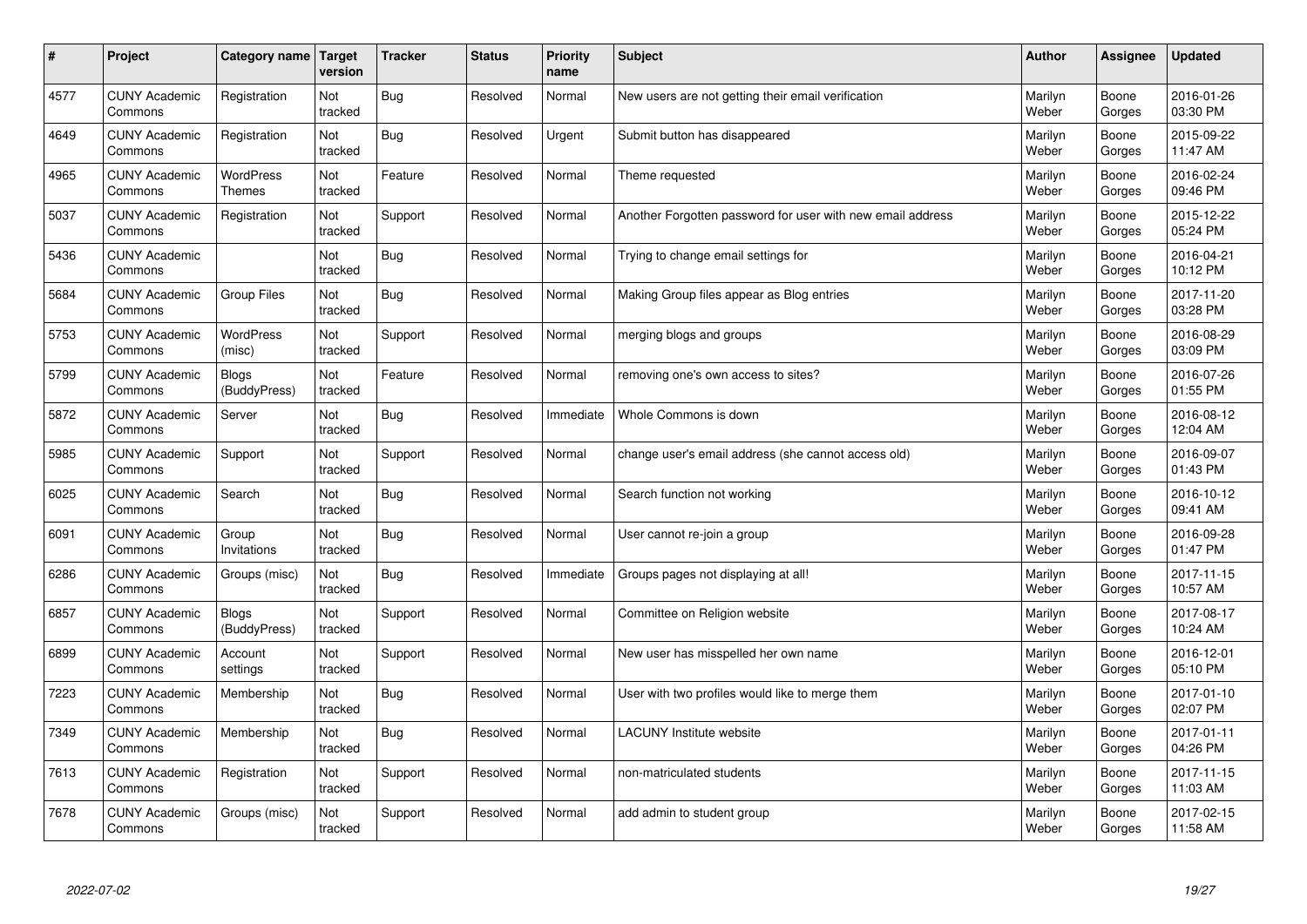| # | Project | Category name | Target version | Tracker | Status | Priority name | Subject | Author | Assignee | Updated |
|---|---|---|---|---|---|---|---|---|---|---|
| 4577 | CUNY Academic Commons | Registration | Not tracked | Bug | Resolved | Normal | New users are not getting their email verification | Marilyn Weber | Boone Gorges | 2016-01-26 03:30 PM |
| 4649 | CUNY Academic Commons | Registration | Not tracked | Bug | Resolved | Urgent | Submit button has disappeared | Marilyn Weber | Boone Gorges | 2015-09-22 11:47 AM |
| 4965 | CUNY Academic Commons | WordPress Themes | Not tracked | Feature | Resolved | Normal | Theme requested | Marilyn Weber | Boone Gorges | 2016-02-24 09:46 PM |
| 5037 | CUNY Academic Commons | Registration | Not tracked | Support | Resolved | Normal | Another Forgotten password for user with new email address | Marilyn Weber | Boone Gorges | 2015-12-22 05:24 PM |
| 5436 | CUNY Academic Commons | | Not tracked | Bug | Resolved | Normal | Trying to change email settings for | Marilyn Weber | Boone Gorges | 2016-04-21 10:12 PM |
| 5684 | CUNY Academic Commons | Group Files | Not tracked | Bug | Resolved | Normal | Making Group files appear as Blog entries | Marilyn Weber | Boone Gorges | 2017-11-20 03:28 PM |
| 5753 | CUNY Academic Commons | WordPress (misc) | Not tracked | Support | Resolved | Normal | merging blogs and groups | Marilyn Weber | Boone Gorges | 2016-08-29 03:09 PM |
| 5799 | CUNY Academic Commons | Blogs (BuddyPress) | Not tracked | Feature | Resolved | Normal | removing one's own access to sites? | Marilyn Weber | Boone Gorges | 2016-07-26 01:55 PM |
| 5872 | CUNY Academic Commons | Server | Not tracked | Bug | Resolved | Immediate | Whole Commons is down | Marilyn Weber | Boone Gorges | 2016-08-12 12:04 AM |
| 5985 | CUNY Academic Commons | Support | Not tracked | Support | Resolved | Normal | change user's email address (she cannot access old) | Marilyn Weber | Boone Gorges | 2016-09-07 01:43 PM |
| 6025 | CUNY Academic Commons | Search | Not tracked | Bug | Resolved | Normal | Search function not working | Marilyn Weber | Boone Gorges | 2016-10-12 09:41 AM |
| 6091 | CUNY Academic Commons | Group Invitations | Not tracked | Bug | Resolved | Normal | User cannot re-join a group | Marilyn Weber | Boone Gorges | 2016-09-28 01:47 PM |
| 6286 | CUNY Academic Commons | Groups (misc) | Not tracked | Bug | Resolved | Immediate | Groups pages not displaying at all! | Marilyn Weber | Boone Gorges | 2017-11-15 10:57 AM |
| 6857 | CUNY Academic Commons | Blogs (BuddyPress) | Not tracked | Support | Resolved | Normal | Committee on Religion website | Marilyn Weber | Boone Gorges | 2017-08-17 10:24 AM |
| 6899 | CUNY Academic Commons | Account settings | Not tracked | Support | Resolved | Normal | New user has misspelled her own name | Marilyn Weber | Boone Gorges | 2016-12-01 05:10 PM |
| 7223 | CUNY Academic Commons | Membership | Not tracked | Bug | Resolved | Normal | User with two profiles would like to merge them | Marilyn Weber | Boone Gorges | 2017-01-10 02:07 PM |
| 7349 | CUNY Academic Commons | Membership | Not tracked | Bug | Resolved | Normal | LACUNY Institute website | Marilyn Weber | Boone Gorges | 2017-01-11 04:26 PM |
| 7613 | CUNY Academic Commons | Registration | Not tracked | Support | Resolved | Normal | non-matriculated students | Marilyn Weber | Boone Gorges | 2017-11-15 11:03 AM |
| 7678 | CUNY Academic Commons | Groups (misc) | Not tracked | Support | Resolved | Normal | add admin to student group | Marilyn Weber | Boone Gorges | 2017-02-15 11:58 AM |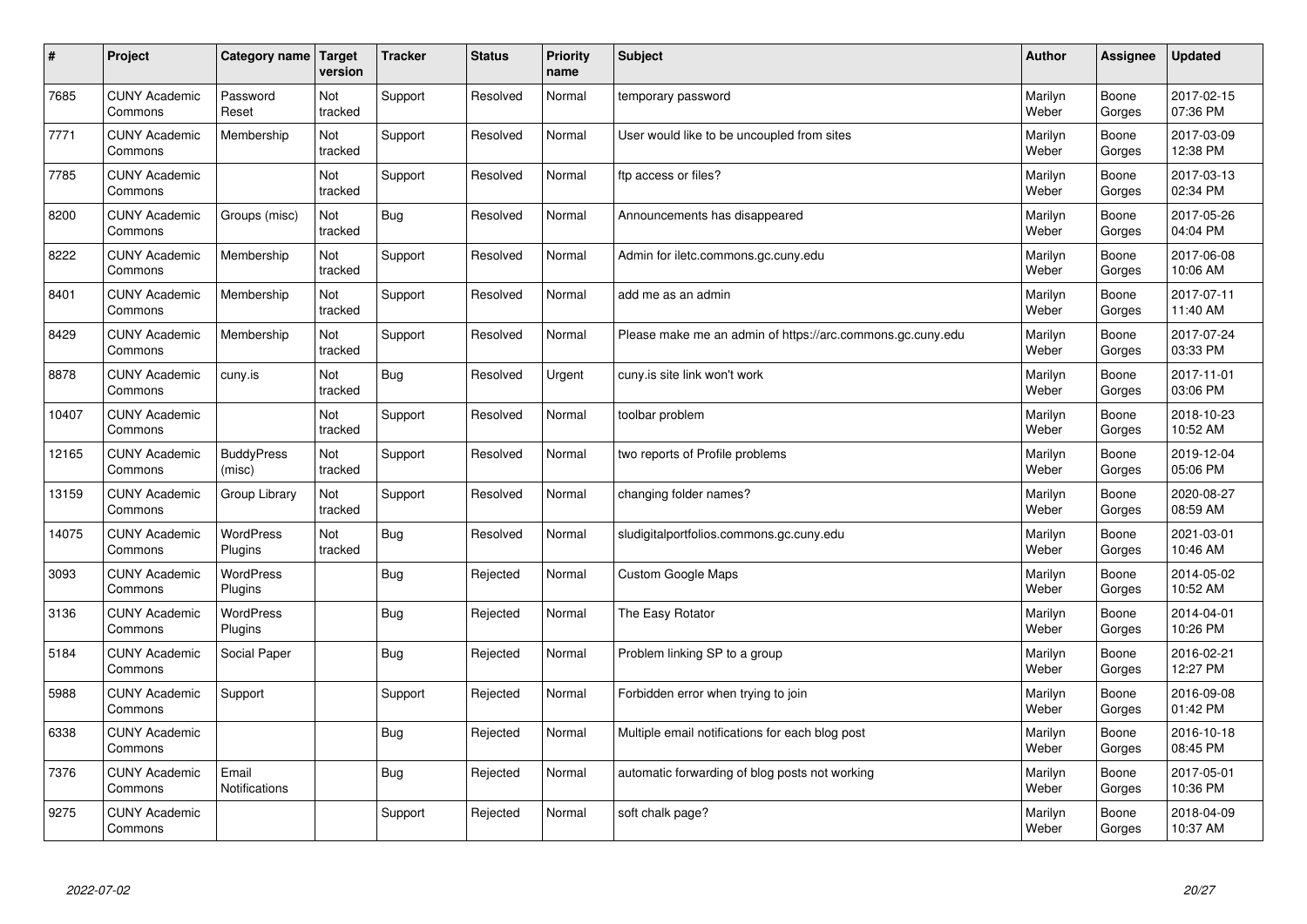| # | Project | Category name | Target version | Tracker | Status | Priority name | Subject | Author | Assignee | Updated |
|---|---|---|---|---|---|---|---|---|---|---|
| 7685 | CUNY Academic Commons | Password Reset | Not tracked | Support | Resolved | Normal | temporary password | Marilyn Weber | Boone Gorges | 2017-02-15 07:36 PM |
| 7771 | CUNY Academic Commons | Membership | Not tracked | Support | Resolved | Normal | User would like to be uncoupled from sites | Marilyn Weber | Boone Gorges | 2017-03-09 12:38 PM |
| 7785 | CUNY Academic Commons | | Not tracked | Support | Resolved | Normal | ftp access or files? | Marilyn Weber | Boone Gorges | 2017-03-13 02:34 PM |
| 8200 | CUNY Academic Commons | Groups (misc) | Not tracked | Bug | Resolved | Normal | Announcements has disappeared | Marilyn Weber | Boone Gorges | 2017-05-26 04:04 PM |
| 8222 | CUNY Academic Commons | Membership | Not tracked | Support | Resolved | Normal | Admin for iletc.commons.gc.cuny.edu | Marilyn Weber | Boone Gorges | 2017-06-08 10:06 AM |
| 8401 | CUNY Academic Commons | Membership | Not tracked | Support | Resolved | Normal | add me as an admin | Marilyn Weber | Boone Gorges | 2017-07-11 11:40 AM |
| 8429 | CUNY Academic Commons | Membership | Not tracked | Support | Resolved | Normal | Please make me an admin of https://arc.commons.gc.cuny.edu | Marilyn Weber | Boone Gorges | 2017-07-24 03:33 PM |
| 8878 | CUNY Academic Commons | cuny.is | Not tracked | Bug | Resolved | Urgent | cuny.is site link won't work | Marilyn Weber | Boone Gorges | 2017-11-01 03:06 PM |
| 10407 | CUNY Academic Commons | | Not tracked | Support | Resolved | Normal | toolbar problem | Marilyn Weber | Boone Gorges | 2018-10-23 10:52 AM |
| 12165 | CUNY Academic Commons | BuddyPress (misc) | Not tracked | Support | Resolved | Normal | two reports of Profile problems | Marilyn Weber | Boone Gorges | 2019-12-04 05:06 PM |
| 13159 | CUNY Academic Commons | Group Library | Not tracked | Support | Resolved | Normal | changing folder names? | Marilyn Weber | Boone Gorges | 2020-08-27 08:59 AM |
| 14075 | CUNY Academic Commons | WordPress Plugins | Not tracked | Bug | Resolved | Normal | sludigitalportfolios.commons.gc.cuny.edu | Marilyn Weber | Boone Gorges | 2021-03-01 10:46 AM |
| 3093 | CUNY Academic Commons | WordPress Plugins | | Bug | Rejected | Normal | Custom Google Maps | Marilyn Weber | Boone Gorges | 2014-05-02 10:52 AM |
| 3136 | CUNY Academic Commons | WordPress Plugins | | Bug | Rejected | Normal | The Easy Rotator | Marilyn Weber | Boone Gorges | 2014-04-01 10:26 PM |
| 5184 | CUNY Academic Commons | Social Paper | | Bug | Rejected | Normal | Problem linking SP to a group | Marilyn Weber | Boone Gorges | 2016-02-21 12:27 PM |
| 5988 | CUNY Academic Commons | Support | | Support | Rejected | Normal | Forbidden error when trying to join | Marilyn Weber | Boone Gorges | 2016-09-08 01:42 PM |
| 6338 | CUNY Academic Commons | | | Bug | Rejected | Normal | Multiple email notifications for each blog post | Marilyn Weber | Boone Gorges | 2016-10-18 08:45 PM |
| 7376 | CUNY Academic Commons | Email Notifications | | Bug | Rejected | Normal | automatic forwarding of blog posts not working | Marilyn Weber | Boone Gorges | 2017-05-01 10:36 PM |
| 9275 | CUNY Academic Commons | | | Support | Rejected | Normal | soft chalk page? | Marilyn Weber | Boone Gorges | 2018-04-09 10:37 AM |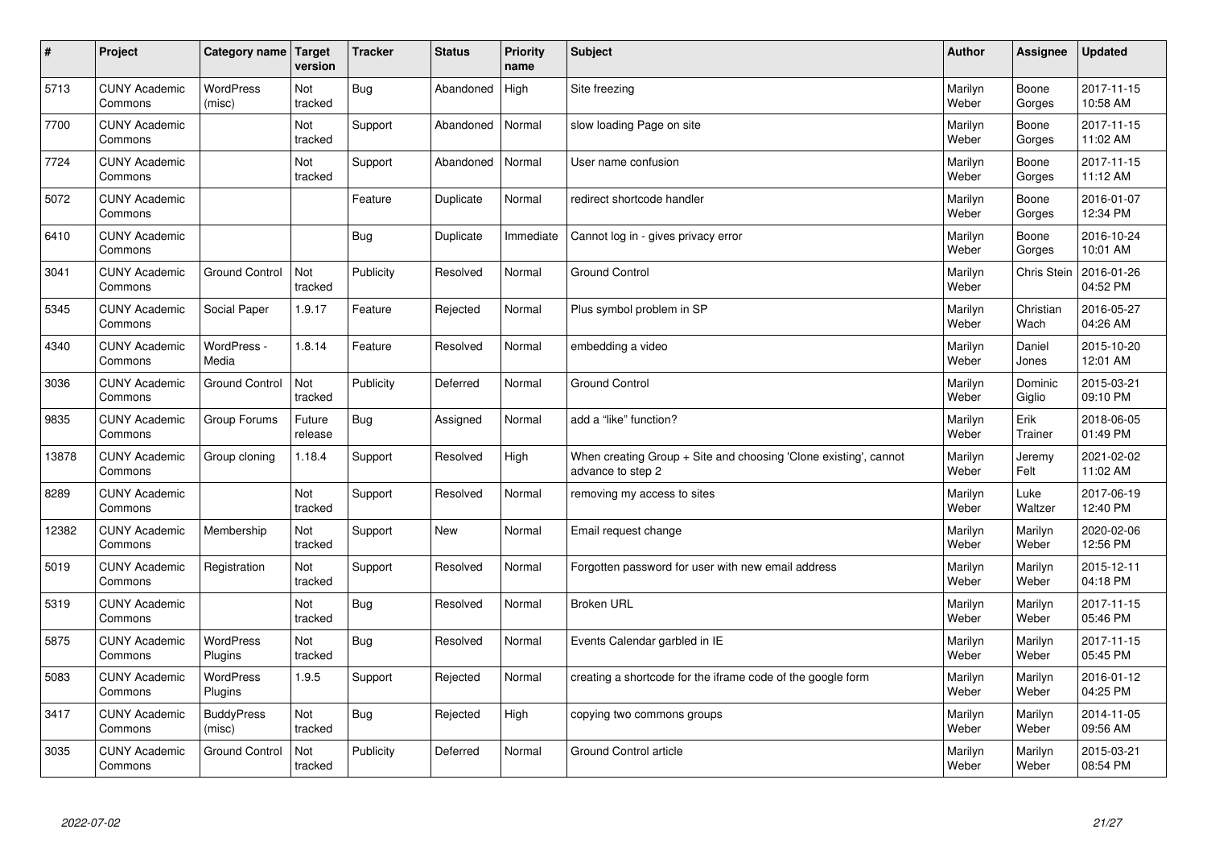| # | Project | Category name | Target version | Tracker | Status | Priority name | Subject | Author | Assignee | Updated |
|---|---|---|---|---|---|---|---|---|---|---|
| 5713 | CUNY Academic Commons | WordPress (misc) | Not tracked | Bug | Abandoned | High | Site freezing | Marilyn Weber | Boone Gorges | 2017-11-15 10:58 AM |
| 7700 | CUNY Academic Commons | | Not tracked | Support | Abandoned | Normal | slow loading Page on site | Marilyn Weber | Boone Gorges | 2017-11-15 11:02 AM |
| 7724 | CUNY Academic Commons | | Not tracked | Support | Abandoned | Normal | User name confusion | Marilyn Weber | Boone Gorges | 2017-11-15 11:12 AM |
| 5072 | CUNY Academic Commons | | | Feature | Duplicate | Normal | redirect shortcode handler | Marilyn Weber | Boone Gorges | 2016-01-07 12:34 PM |
| 6410 | CUNY Academic Commons | | | Bug | Duplicate | Immediate | Cannot log in - gives privacy error | Marilyn Weber | Boone Gorges | 2016-10-24 10:01 AM |
| 3041 | CUNY Academic Commons | Ground Control | Not tracked | Publicity | Resolved | Normal | Ground Control | Marilyn Weber | Chris Stein | 2016-01-26 04:52 PM |
| 5345 | CUNY Academic Commons | Social Paper | 1.9.17 | Feature | Rejected | Normal | Plus symbol problem in SP | Marilyn Weber | Christian Wach | 2016-05-27 04:26 AM |
| 4340 | CUNY Academic Commons | WordPress - Media | 1.8.14 | Feature | Resolved | Normal | embedding a video | Marilyn Weber | Daniel Jones | 2015-10-20 12:01 AM |
| 3036 | CUNY Academic Commons | Ground Control | Not tracked | Publicity | Deferred | Normal | Ground Control | Marilyn Weber | Dominic Giglio | 2015-03-21 09:10 PM |
| 9835 | CUNY Academic Commons | Group Forums | Future release | Bug | Assigned | Normal | add a "like" function? | Marilyn Weber | Erik Trainer | 2018-06-05 01:49 PM |
| 13878 | CUNY Academic Commons | Group cloning | 1.18.4 | Support | Resolved | High | When creating Group + Site and choosing 'Clone existing', cannot advance to step 2 | Marilyn Weber | Jeremy Felt | 2021-02-02 11:02 AM |
| 8289 | CUNY Academic Commons | | Not tracked | Support | Resolved | Normal | removing my access to sites | Marilyn Weber | Luke Waltzer | 2017-06-19 12:40 PM |
| 12382 | CUNY Academic Commons | Membership | Not tracked | Support | New | Normal | Email request change | Marilyn Weber | Marilyn Weber | 2020-02-06 12:56 PM |
| 5019 | CUNY Academic Commons | Registration | Not tracked | Support | Resolved | Normal | Forgotten password for user with new email address | Marilyn Weber | Marilyn Weber | 2015-12-11 04:18 PM |
| 5319 | CUNY Academic Commons | | Not tracked | Bug | Resolved | Normal | Broken URL | Marilyn Weber | Marilyn Weber | 2017-11-15 05:46 PM |
| 5875 | CUNY Academic Commons | WordPress Plugins | Not tracked | Bug | Resolved | Normal | Events Calendar garbled in IE | Marilyn Weber | Marilyn Weber | 2017-11-15 05:45 PM |
| 5083 | CUNY Academic Commons | WordPress Plugins | 1.9.5 | Support | Rejected | Normal | creating a shortcode for the iframe code of the google form | Marilyn Weber | Marilyn Weber | 2016-01-12 04:25 PM |
| 3417 | CUNY Academic Commons | BuddyPress (misc) | Not tracked | Bug | Rejected | High | copying two commons groups | Marilyn Weber | Marilyn Weber | 2014-11-05 09:56 AM |
| 3035 | CUNY Academic Commons | Ground Control | Not tracked | Publicity | Deferred | Normal | Ground Control article | Marilyn Weber | Marilyn Weber | 2015-03-21 08:54 PM |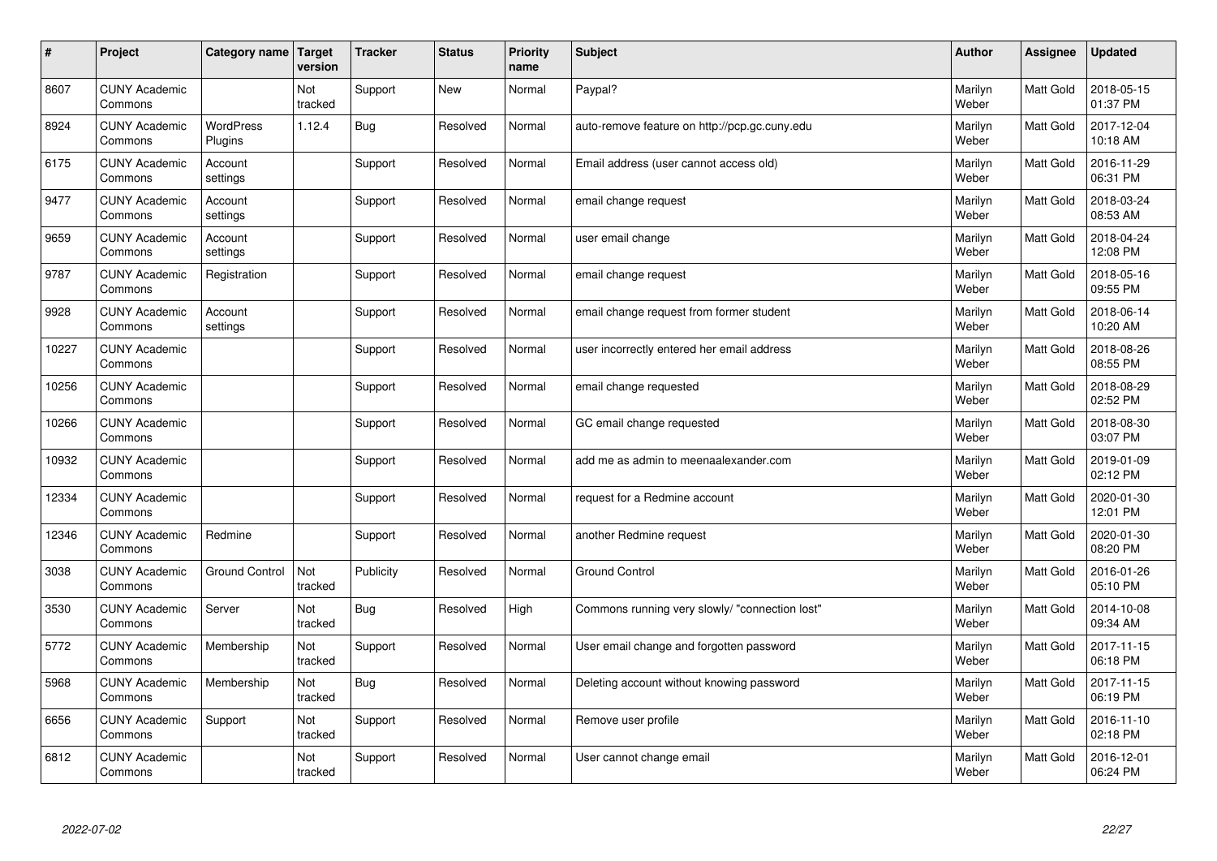| # | Project | Category name | Target version | Tracker | Status | Priority name | Subject | Author | Assignee | Updated |
|---|---|---|---|---|---|---|---|---|---|---|
| 8607 | CUNY Academic Commons | | Not tracked | Support | New | Normal | Paypal? | Marilyn Weber | Matt Gold | 2018-05-15 01:37 PM |
| 8924 | CUNY Academic Commons | WordPress Plugins | 1.12.4 | Bug | Resolved | Normal | auto-remove feature on http://pcp.gc.cuny.edu | Marilyn Weber | Matt Gold | 2017-12-04 10:18 AM |
| 6175 | CUNY Academic Commons | Account settings | | Support | Resolved | Normal | Email address (user cannot access old) | Marilyn Weber | Matt Gold | 2016-11-29 06:31 PM |
| 9477 | CUNY Academic Commons | Account settings | | Support | Resolved | Normal | email change request | Marilyn Weber | Matt Gold | 2018-03-24 08:53 AM |
| 9659 | CUNY Academic Commons | Account settings | | Support | Resolved | Normal | user email change | Marilyn Weber | Matt Gold | 2018-04-24 12:08 PM |
| 9787 | CUNY Academic Commons | Registration | | Support | Resolved | Normal | email change request | Marilyn Weber | Matt Gold | 2018-05-16 09:55 PM |
| 9928 | CUNY Academic Commons | Account settings | | Support | Resolved | Normal | email change request from former student | Marilyn Weber | Matt Gold | 2018-06-14 10:20 AM |
| 10227 | CUNY Academic Commons | | | Support | Resolved | Normal | user incorrectly entered her email address | Marilyn Weber | Matt Gold | 2018-08-26 08:55 PM |
| 10256 | CUNY Academic Commons | | | Support | Resolved | Normal | email change requested | Marilyn Weber | Matt Gold | 2018-08-29 02:52 PM |
| 10266 | CUNY Academic Commons | | | Support | Resolved | Normal | GC email change requested | Marilyn Weber | Matt Gold | 2018-08-30 03:07 PM |
| 10932 | CUNY Academic Commons | | | Support | Resolved | Normal | add me as admin to meenaalexander.com | Marilyn Weber | Matt Gold | 2019-01-09 02:12 PM |
| 12334 | CUNY Academic Commons | | | Support | Resolved | Normal | request for a Redmine account | Marilyn Weber | Matt Gold | 2020-01-30 12:01 PM |
| 12346 | CUNY Academic Commons | Redmine | | Support | Resolved | Normal | another Redmine request | Marilyn Weber | Matt Gold | 2020-01-30 08:20 PM |
| 3038 | CUNY Academic Commons | Ground Control | Not tracked | Publicity | Resolved | Normal | Ground Control | Marilyn Weber | Matt Gold | 2016-01-26 05:10 PM |
| 3530 | CUNY Academic Commons | Server | Not tracked | Bug | Resolved | High | Commons running very slowly/ "connection lost" | Marilyn Weber | Matt Gold | 2014-10-08 09:34 AM |
| 5772 | CUNY Academic Commons | Membership | Not tracked | Support | Resolved | Normal | User email change and forgotten password | Marilyn Weber | Matt Gold | 2017-11-15 06:18 PM |
| 5968 | CUNY Academic Commons | Membership | Not tracked | Bug | Resolved | Normal | Deleting account without knowing password | Marilyn Weber | Matt Gold | 2017-11-15 06:19 PM |
| 6656 | CUNY Academic Commons | Support | Not tracked | Support | Resolved | Normal | Remove user profile | Marilyn Weber | Matt Gold | 2016-11-10 02:18 PM |
| 6812 | CUNY Academic Commons | | Not tracked | Support | Resolved | Normal | User cannot change email | Marilyn Weber | Matt Gold | 2016-12-01 06:24 PM |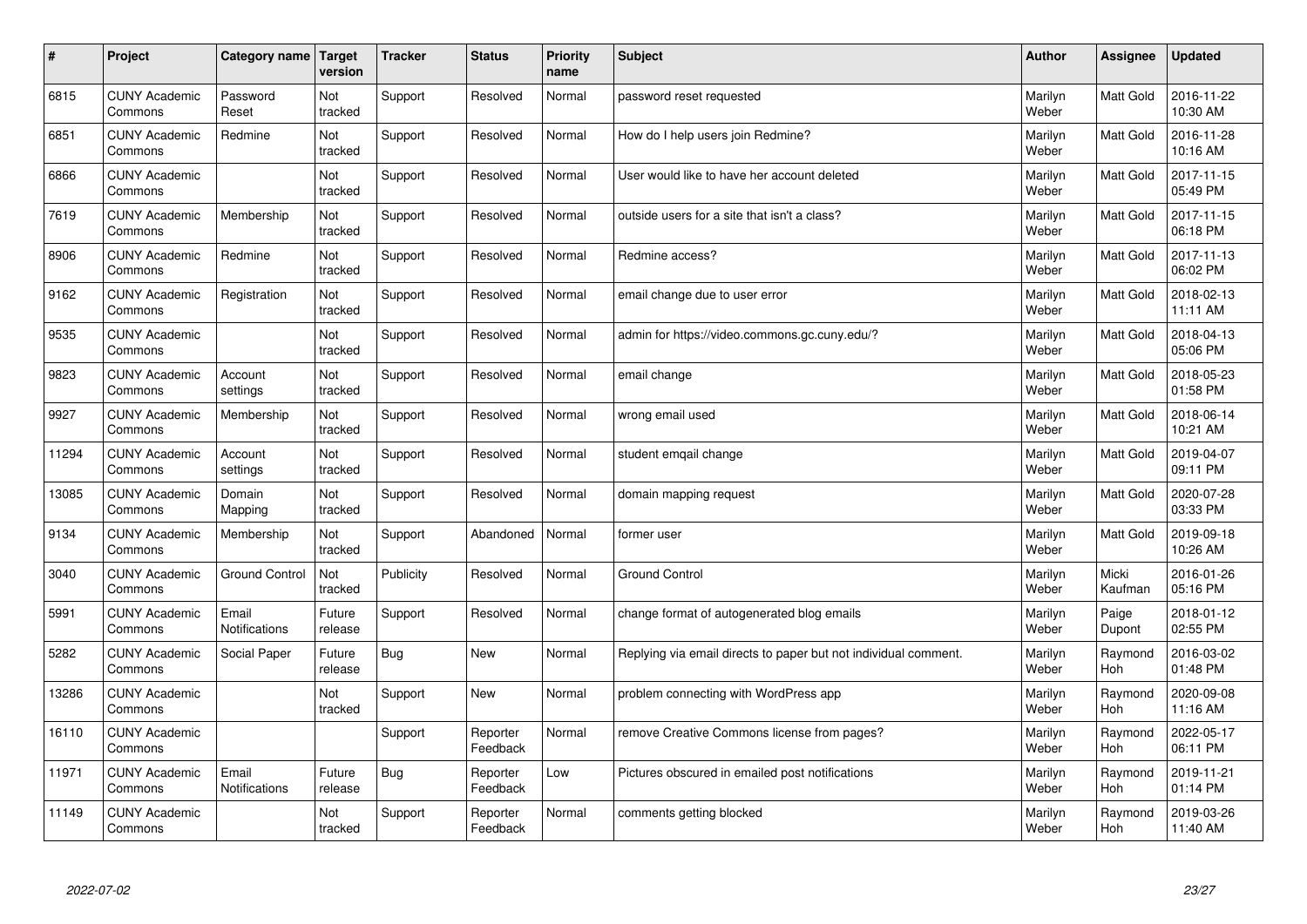| # | Project | Category name | Target version | Tracker | Status | Priority name | Subject | Author | Assignee | Updated |
|---|---|---|---|---|---|---|---|---|---|---|
| 6815 | CUNY Academic Commons | Password Reset | Not tracked | Support | Resolved | Normal | password reset requested | Marilyn Weber | Matt Gold | 2016-11-22 10:30 AM |
| 6851 | CUNY Academic Commons | Redmine | Not tracked | Support | Resolved | Normal | How do I help users join Redmine? | Marilyn Weber | Matt Gold | 2016-11-28 10:16 AM |
| 6866 | CUNY Academic Commons | | Not tracked | Support | Resolved | Normal | User would like to have her account deleted | Marilyn Weber | Matt Gold | 2017-11-15 05:49 PM |
| 7619 | CUNY Academic Commons | Membership | Not tracked | Support | Resolved | Normal | outside users for a site that isn't a class? | Marilyn Weber | Matt Gold | 2017-11-15 06:18 PM |
| 8906 | CUNY Academic Commons | Redmine | Not tracked | Support | Resolved | Normal | Redmine access? | Marilyn Weber | Matt Gold | 2017-11-13 06:02 PM |
| 9162 | CUNY Academic Commons | Registration | Not tracked | Support | Resolved | Normal | email change due to user error | Marilyn Weber | Matt Gold | 2018-02-13 11:11 AM |
| 9535 | CUNY Academic Commons | | Not tracked | Support | Resolved | Normal | admin for https://video.commons.gc.cuny.edu/? | Marilyn Weber | Matt Gold | 2018-04-13 05:06 PM |
| 9823 | CUNY Academic Commons | Account settings | Not tracked | Support | Resolved | Normal | email change | Marilyn Weber | Matt Gold | 2018-05-23 01:58 PM |
| 9927 | CUNY Academic Commons | Membership | Not tracked | Support | Resolved | Normal | wrong email used | Marilyn Weber | Matt Gold | 2018-06-14 10:21 AM |
| 11294 | CUNY Academic Commons | Account settings | Not tracked | Support | Resolved | Normal | student emqail change | Marilyn Weber | Matt Gold | 2019-04-07 09:11 PM |
| 13085 | CUNY Academic Commons | Domain Mapping | Not tracked | Support | Resolved | Normal | domain mapping request | Marilyn Weber | Matt Gold | 2020-07-28 03:33 PM |
| 9134 | CUNY Academic Commons | Membership | Not tracked | Support | Abandoned | Normal | former user | Marilyn Weber | Matt Gold | 2019-09-18 10:26 AM |
| 3040 | CUNY Academic Commons | Ground Control | Not tracked | Publicity | Resolved | Normal | Ground Control | Marilyn Weber | Micki Kaufman | 2016-01-26 05:16 PM |
| 5991 | CUNY Academic Commons | Email Notifications | Future release | Support | Resolved | Normal | change format of autogenerated blog emails | Marilyn Weber | Paige Dupont | 2018-01-12 02:55 PM |
| 5282 | CUNY Academic Commons | Social Paper | Future release | Bug | New | Normal | Replying via email directs to paper but not individual comment. | Marilyn Weber | Raymond Hoh | 2016-03-02 01:48 PM |
| 13286 | CUNY Academic Commons | | Not tracked | Support | New | Normal | problem connecting with WordPress app | Marilyn Weber | Raymond Hoh | 2020-09-08 11:16 AM |
| 16110 | CUNY Academic Commons | | | Support | Reporter Feedback | Normal | remove Creative Commons license from pages? | Marilyn Weber | Raymond Hoh | 2022-05-17 06:11 PM |
| 11971 | CUNY Academic Commons | Email Notifications | Future release | Bug | Reporter Feedback | Low | Pictures obscured in emailed post notifications | Marilyn Weber | Raymond Hoh | 2019-11-21 01:14 PM |
| 11149 | CUNY Academic Commons | | Not tracked | Support | Reporter Feedback | Normal | comments getting blocked | Marilyn Weber | Raymond Hoh | 2019-03-26 11:40 AM |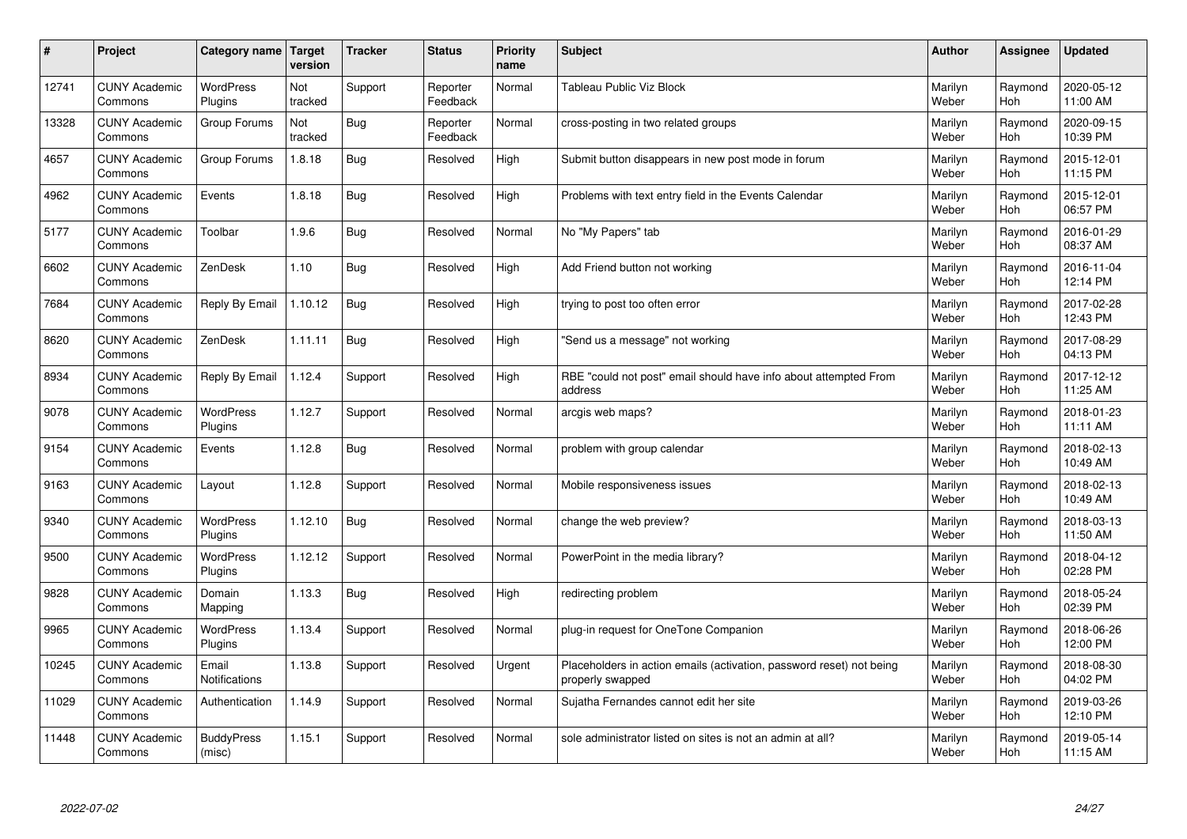| # | Project | Category name | Target version | Tracker | Status | Priority name | Subject | Author | Assignee | Updated |
|---|---|---|---|---|---|---|---|---|---|---|
| 12741 | CUNY Academic Commons | WordPress Plugins | Not tracked | Support | Reporter Feedback | Normal | Tableau Public Viz Block | Marilyn Weber | Raymond Hoh | 2020-05-12 11:00 AM |
| 13328 | CUNY Academic Commons | Group Forums | Not tracked | Bug | Reporter Feedback | Normal | cross-posting in two related groups | Marilyn Weber | Raymond Hoh | 2020-09-15 10:39 PM |
| 4657 | CUNY Academic Commons | Group Forums | 1.8.18 | Bug | Resolved | High | Submit button disappears in new post mode in forum | Marilyn Weber | Raymond Hoh | 2015-12-01 11:15 PM |
| 4962 | CUNY Academic Commons | Events | 1.8.18 | Bug | Resolved | High | Problems with text entry field in the Events Calendar | Marilyn Weber | Raymond Hoh | 2015-12-01 06:57 PM |
| 5177 | CUNY Academic Commons | Toolbar | 1.9.6 | Bug | Resolved | Normal | No "My Papers" tab | Marilyn Weber | Raymond Hoh | 2016-01-29 08:37 AM |
| 6602 | CUNY Academic Commons | ZenDesk | 1.10 | Bug | Resolved | High | Add Friend button not working | Marilyn Weber | Raymond Hoh | 2016-11-04 12:14 PM |
| 7684 | CUNY Academic Commons | Reply By Email | 1.10.12 | Bug | Resolved | High | trying to post too often error | Marilyn Weber | Raymond Hoh | 2017-02-28 12:43 PM |
| 8620 | CUNY Academic Commons | ZenDesk | 1.11.11 | Bug | Resolved | High | "Send us a message" not working | Marilyn Weber | Raymond Hoh | 2017-08-29 04:13 PM |
| 8934 | CUNY Academic Commons | Reply By Email | 1.12.4 | Support | Resolved | High | RBE "could not post" email should have info about attempted From address | Marilyn Weber | Raymond Hoh | 2017-12-12 11:25 AM |
| 9078 | CUNY Academic Commons | WordPress Plugins | 1.12.7 | Support | Resolved | Normal | arcgis web maps? | Marilyn Weber | Raymond Hoh | 2018-01-23 11:11 AM |
| 9154 | CUNY Academic Commons | Events | 1.12.8 | Bug | Resolved | Normal | problem with group calendar | Marilyn Weber | Raymond Hoh | 2018-02-13 10:49 AM |
| 9163 | CUNY Academic Commons | Layout | 1.12.8 | Support | Resolved | Normal | Mobile responsiveness issues | Marilyn Weber | Raymond Hoh | 2018-02-13 10:49 AM |
| 9340 | CUNY Academic Commons | WordPress Plugins | 1.12.10 | Bug | Resolved | Normal | change the web preview? | Marilyn Weber | Raymond Hoh | 2018-03-13 11:50 AM |
| 9500 | CUNY Academic Commons | WordPress Plugins | 1.12.12 | Support | Resolved | Normal | PowerPoint in the media library? | Marilyn Weber | Raymond Hoh | 2018-04-12 02:28 PM |
| 9828 | CUNY Academic Commons | Domain Mapping | 1.13.3 | Bug | Resolved | High | redirecting problem | Marilyn Weber | Raymond Hoh | 2018-05-24 02:39 PM |
| 9965 | CUNY Academic Commons | WordPress Plugins | 1.13.4 | Support | Resolved | Normal | plug-in request for OneTone Companion | Marilyn Weber | Raymond Hoh | 2018-06-26 12:00 PM |
| 10245 | CUNY Academic Commons | Email Notifications | 1.13.8 | Support | Resolved | Urgent | Placeholders in action emails (activation, password reset) not being properly swapped | Marilyn Weber | Raymond Hoh | 2018-08-30 04:02 PM |
| 11029 | CUNY Academic Commons | Authentication | 1.14.9 | Support | Resolved | Normal | Sujatha Fernandes cannot edit her site | Marilyn Weber | Raymond Hoh | 2019-03-26 12:10 PM |
| 11448 | CUNY Academic Commons | BuddyPress (misc) | 1.15.1 | Support | Resolved | Normal | sole administrator listed on sites is not an admin at all? | Marilyn Weber | Raymond Hoh | 2019-05-14 11:15 AM |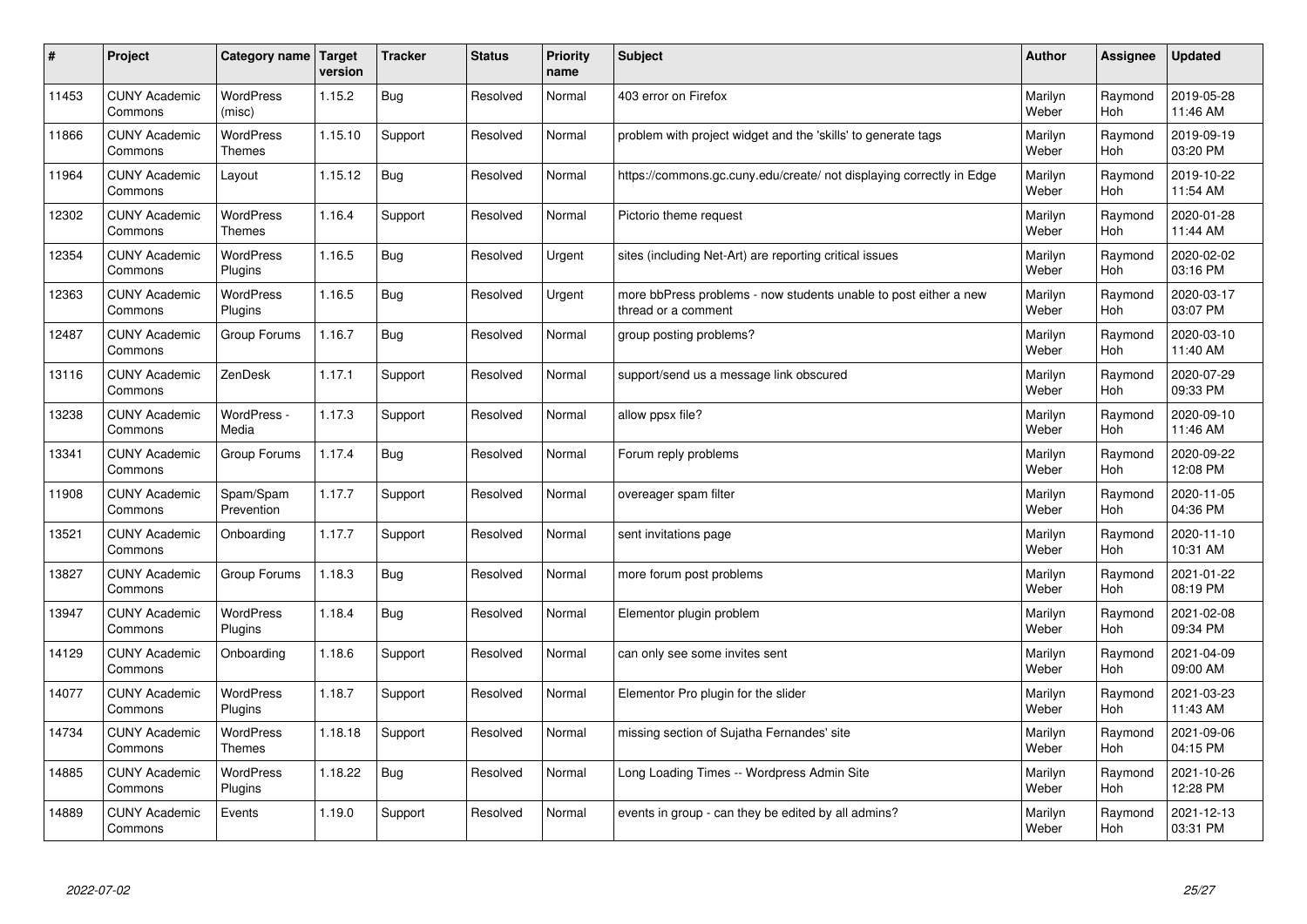| # | Project | Category name | Target version | Tracker | Status | Priority name | Subject | Author | Assignee | Updated |
|---|---|---|---|---|---|---|---|---|---|---|
| 11453 | CUNY Academic Commons | WordPress (misc) | 1.15.2 | Bug | Resolved | Normal | 403 error on Firefox | Marilyn Weber | Raymond Hoh | 2019-05-28 11:46 AM |
| 11866 | CUNY Academic Commons | WordPress Themes | 1.15.10 | Support | Resolved | Normal | problem with project widget and the 'skills' to generate tags | Marilyn Weber | Raymond Hoh | 2019-09-19 03:20 PM |
| 11964 | CUNY Academic Commons | Layout | 1.15.12 | Bug | Resolved | Normal | https://commons.gc.cuny.edu/create/ not displaying correctly in Edge | Marilyn Weber | Raymond Hoh | 2019-10-22 11:54 AM |
| 12302 | CUNY Academic Commons | WordPress Themes | 1.16.4 | Support | Resolved | Normal | Pictorio theme request | Marilyn Weber | Raymond Hoh | 2020-01-28 11:44 AM |
| 12354 | CUNY Academic Commons | WordPress Plugins | 1.16.5 | Bug | Resolved | Urgent | sites (including Net-Art) are reporting critical issues | Marilyn Weber | Raymond Hoh | 2020-02-02 03:16 PM |
| 12363 | CUNY Academic Commons | WordPress Plugins | 1.16.5 | Bug | Resolved | Urgent | more bbPress problems - now students unable to post either a new thread or a comment | Marilyn Weber | Raymond Hoh | 2020-03-17 03:07 PM |
| 12487 | CUNY Academic Commons | Group Forums | 1.16.7 | Bug | Resolved | Normal | group posting problems? | Marilyn Weber | Raymond Hoh | 2020-03-10 11:40 AM |
| 13116 | CUNY Academic Commons | ZenDesk | 1.17.1 | Support | Resolved | Normal | support/send us a message link obscured | Marilyn Weber | Raymond Hoh | 2020-07-29 09:33 PM |
| 13238 | CUNY Academic Commons | WordPress - Media | 1.17.3 | Support | Resolved | Normal | allow ppsx file? | Marilyn Weber | Raymond Hoh | 2020-09-10 11:46 AM |
| 13341 | CUNY Academic Commons | Group Forums | 1.17.4 | Bug | Resolved | Normal | Forum reply problems | Marilyn Weber | Raymond Hoh | 2020-09-22 12:08 PM |
| 11908 | CUNY Academic Commons | Spam/Spam Prevention | 1.17.7 | Support | Resolved | Normal | overeager spam filter | Marilyn Weber | Raymond Hoh | 2020-11-05 04:36 PM |
| 13521 | CUNY Academic Commons | Onboarding | 1.17.7 | Support | Resolved | Normal | sent invitations page | Marilyn Weber | Raymond Hoh | 2020-11-10 10:31 AM |
| 13827 | CUNY Academic Commons | Group Forums | 1.18.3 | Bug | Resolved | Normal | more forum post problems | Marilyn Weber | Raymond Hoh | 2021-01-22 08:19 PM |
| 13947 | CUNY Academic Commons | WordPress Plugins | 1.18.4 | Bug | Resolved | Normal | Elementor plugin problem | Marilyn Weber | Raymond Hoh | 2021-02-08 09:34 PM |
| 14129 | CUNY Academic Commons | Onboarding | 1.18.6 | Support | Resolved | Normal | can only see some invites sent | Marilyn Weber | Raymond Hoh | 2021-04-09 09:00 AM |
| 14077 | CUNY Academic Commons | WordPress Plugins | 1.18.7 | Support | Resolved | Normal | Elementor Pro plugin for the slider | Marilyn Weber | Raymond Hoh | 2021-03-23 11:43 AM |
| 14734 | CUNY Academic Commons | WordPress Themes | 1.18.18 | Support | Resolved | Normal | missing section of Sujatha Fernandes' site | Marilyn Weber | Raymond Hoh | 2021-09-06 04:15 PM |
| 14885 | CUNY Academic Commons | WordPress Plugins | 1.18.22 | Bug | Resolved | Normal | Long Loading Times -- Wordpress Admin Site | Marilyn Weber | Raymond Hoh | 2021-10-26 12:28 PM |
| 14889 | CUNY Academic Commons | Events | 1.19.0 | Support | Resolved | Normal | events in group - can they be edited by all admins? | Marilyn Weber | Raymond Hoh | 2021-12-13 03:31 PM |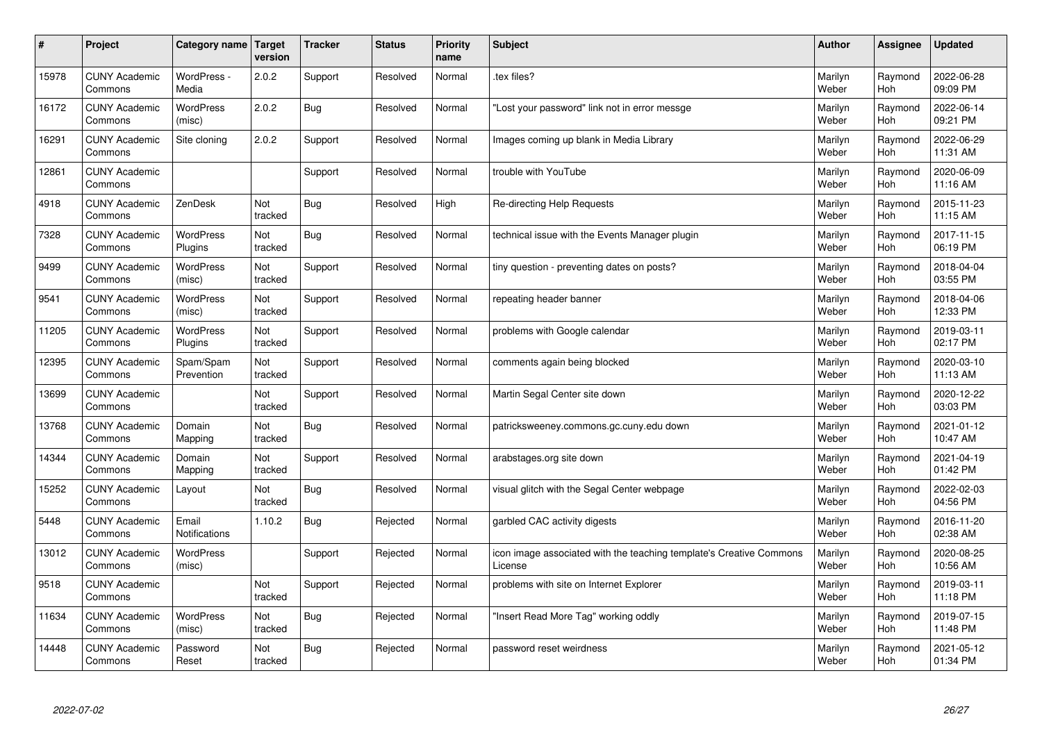| # | Project | Category name | Target version | Tracker | Status | Priority name | Subject | Author | Assignee | Updated |
|---|---|---|---|---|---|---|---|---|---|---|
| 15978 | CUNY Academic Commons | WordPress - Media | 2.0.2 | Support | Resolved | Normal | .tex files? | Marilyn Weber | Raymond Hoh | 2022-06-28 09:09 PM |
| 16172 | CUNY Academic Commons | WordPress (misc) | 2.0.2 | Bug | Resolved | Normal | "Lost your password" link not in error messge | Marilyn Weber | Raymond Hoh | 2022-06-14 09:21 PM |
| 16291 | CUNY Academic Commons | Site cloning | 2.0.2 | Support | Resolved | Normal | Images coming up blank in Media Library | Marilyn Weber | Raymond Hoh | 2022-06-29 11:31 AM |
| 12861 | CUNY Academic Commons | | | Support | Resolved | Normal | trouble with YouTube | Marilyn Weber | Raymond Hoh | 2020-06-09 11:16 AM |
| 4918 | CUNY Academic Commons | ZenDesk | Not tracked | Bug | Resolved | High | Re-directing Help Requests | Marilyn Weber | Raymond Hoh | 2015-11-23 11:15 AM |
| 7328 | CUNY Academic Commons | WordPress Plugins | Not tracked | Bug | Resolved | Normal | technical issue with the Events Manager plugin | Marilyn Weber | Raymond Hoh | 2017-11-15 06:19 PM |
| 9499 | CUNY Academic Commons | WordPress (misc) | Not tracked | Support | Resolved | Normal | tiny question - preventing dates on posts? | Marilyn Weber | Raymond Hoh | 2018-04-04 03:55 PM |
| 9541 | CUNY Academic Commons | WordPress (misc) | Not tracked | Support | Resolved | Normal | repeating header banner | Marilyn Weber | Raymond Hoh | 2018-04-06 12:33 PM |
| 11205 | CUNY Academic Commons | WordPress Plugins | Not tracked | Support | Resolved | Normal | problems with Google calendar | Marilyn Weber | Raymond Hoh | 2019-03-11 02:17 PM |
| 12395 | CUNY Academic Commons | Spam/Spam Prevention | Not tracked | Support | Resolved | Normal | comments again being blocked | Marilyn Weber | Raymond Hoh | 2020-03-10 11:13 AM |
| 13699 | CUNY Academic Commons | | Not tracked | Support | Resolved | Normal | Martin Segal Center site down | Marilyn Weber | Raymond Hoh | 2020-12-22 03:03 PM |
| 13768 | CUNY Academic Commons | Domain Mapping | Not tracked | Bug | Resolved | Normal | patricksweeney.commons.gc.cuny.edu down | Marilyn Weber | Raymond Hoh | 2021-01-12 10:47 AM |
| 14344 | CUNY Academic Commons | Domain Mapping | Not tracked | Support | Resolved | Normal | arabstages.org site down | Marilyn Weber | Raymond Hoh | 2021-04-19 01:42 PM |
| 15252 | CUNY Academic Commons | Layout | Not tracked | Bug | Resolved | Normal | visual glitch with the Segal Center webpage | Marilyn Weber | Raymond Hoh | 2022-02-03 04:56 PM |
| 5448 | CUNY Academic Commons | Email Notifications | 1.10.2 | Bug | Rejected | Normal | garbled CAC activity digests | Marilyn Weber | Raymond Hoh | 2016-11-20 02:38 AM |
| 13012 | CUNY Academic Commons | WordPress (misc) | | Support | Rejected | Normal | icon image associated with the teaching template's Creative Commons License | Marilyn Weber | Raymond Hoh | 2020-08-25 10:56 AM |
| 9518 | CUNY Academic Commons | | Not tracked | Support | Rejected | Normal | problems with site on Internet Explorer | Marilyn Weber | Raymond Hoh | 2019-03-11 11:18 PM |
| 11634 | CUNY Academic Commons | WordPress (misc) | Not tracked | Bug | Rejected | Normal | "Insert Read More Tag" working oddly | Marilyn Weber | Raymond Hoh | 2019-07-15 11:48 PM |
| 14448 | CUNY Academic Commons | Password Reset | Not tracked | Bug | Rejected | Normal | password reset weirdness | Marilyn Weber | Raymond Hoh | 2021-05-12 01:34 PM |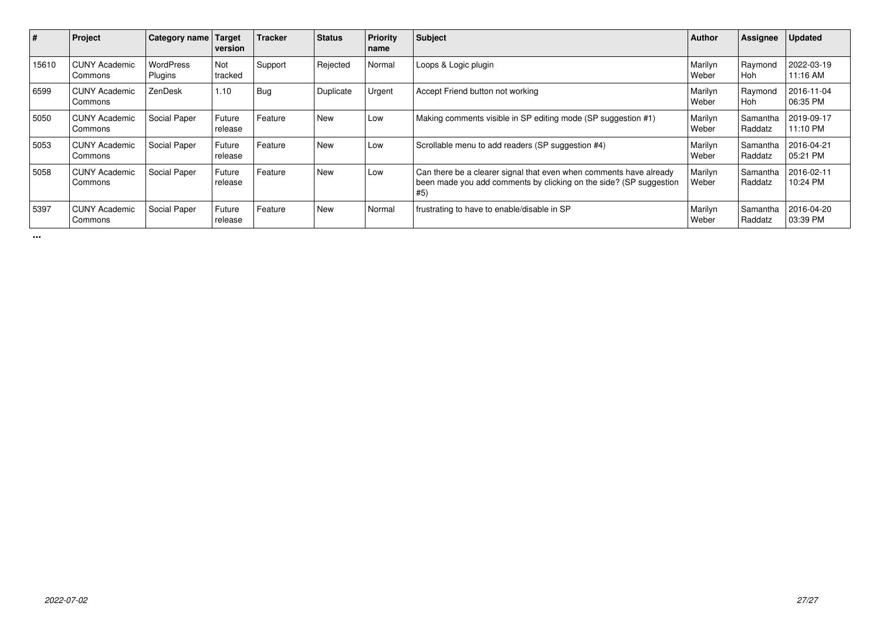| # | Project | Category name | Target version | Tracker | Status | Priority name | Subject | Author | Assignee | Updated |
|---|---|---|---|---|---|---|---|---|---|---|
| 15610 | CUNY Academic Commons | WordPress Plugins | Not tracked | Support | Rejected | Normal | Loops & Logic plugin | Marilyn Weber | Raymond Hoh | 2022-03-19 11:16 AM |
| 6599 | CUNY Academic Commons | ZenDesk | 1.10 | Bug | Duplicate | Urgent | Accept Friend button not working | Marilyn Weber | Raymond Hoh | 2016-11-04 06:35 PM |
| 5050 | CUNY Academic Commons | Social Paper | Future release | Feature | New | Low | Making comments visible in SP editing mode (SP suggestion #1) | Marilyn Weber | Samantha Raddatz | 2019-09-17 11:10 PM |
| 5053 | CUNY Academic Commons | Social Paper | Future release | Feature | New | Low | Scrollable menu to add readers (SP suggestion #4) | Marilyn Weber | Samantha Raddatz | 2016-04-21 05:21 PM |
| 5058 | CUNY Academic Commons | Social Paper | Future release | Feature | New | Low | Can there be a clearer signal that even when comments have already been made you add comments by clicking on the side? (SP suggestion #5) | Marilyn Weber | Samantha Raddatz | 2016-02-11 10:24 PM |
| 5397 | CUNY Academic Commons | Social Paper | Future release | Feature | New | Normal | frustrating to have to enable/disable in SP | Marilyn Weber | Samantha Raddatz | 2016-04-20 03:39 PM |

...